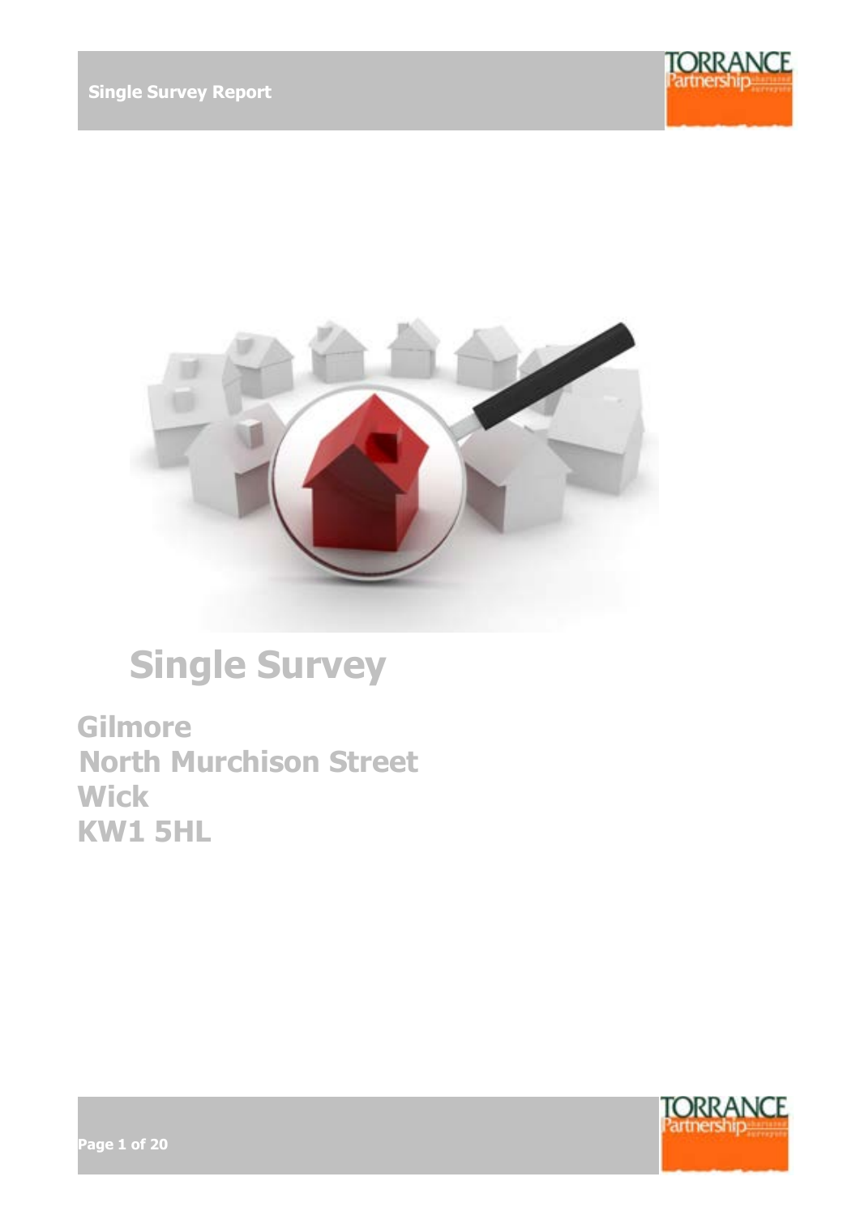# Single Survey

**Gilmore**
**North Murchison Street**
**Wick**
**KW1 5HL**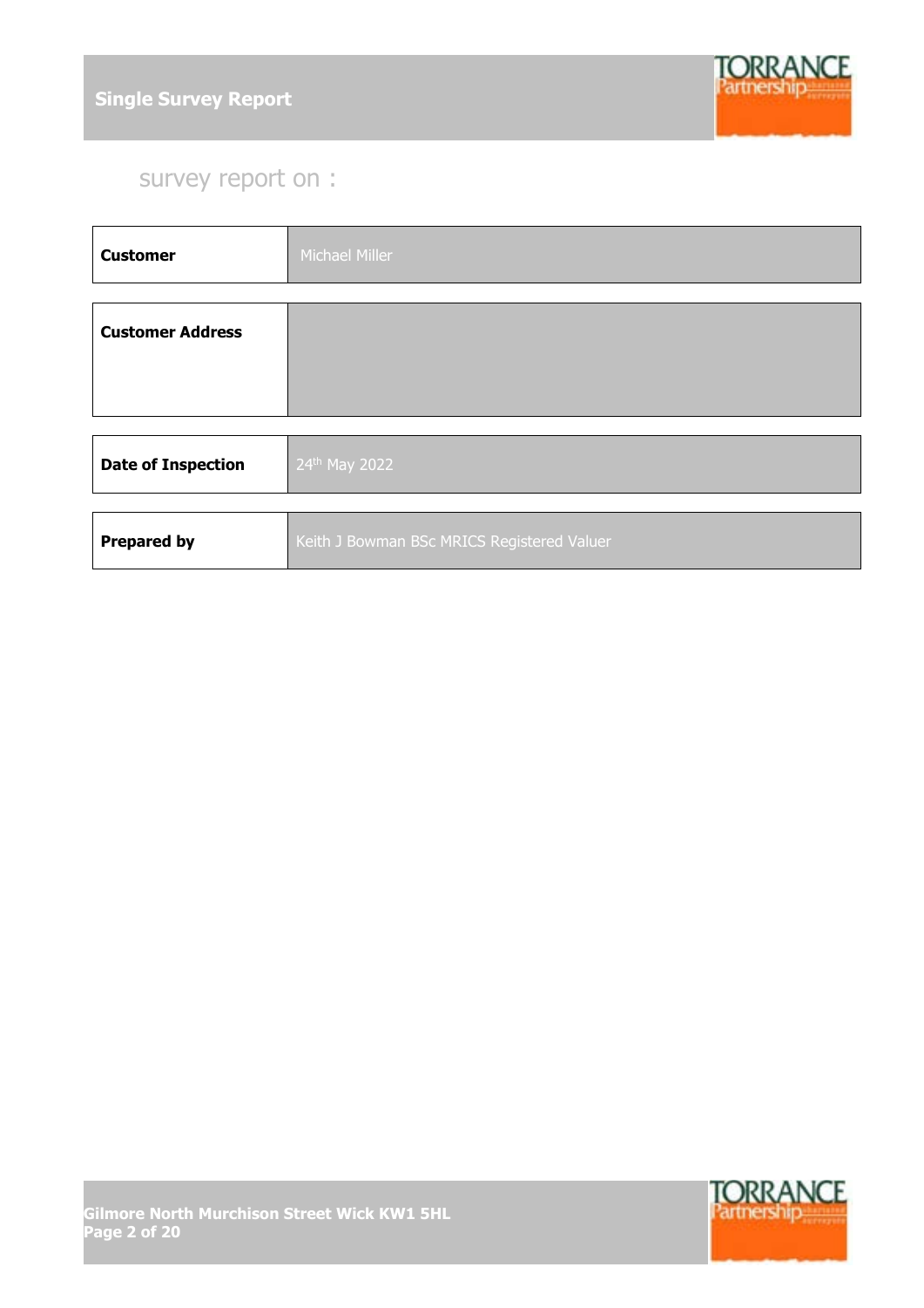survey report on :

| Customer | Michael Miller |
|---|---|

| Customer Address | |
|---|---|

| Date of Inspection | 24th May 2022 |
|---|---|

| Prepared by | Keith J Bowman BSc MRICS Registered Valuer |
|---|---|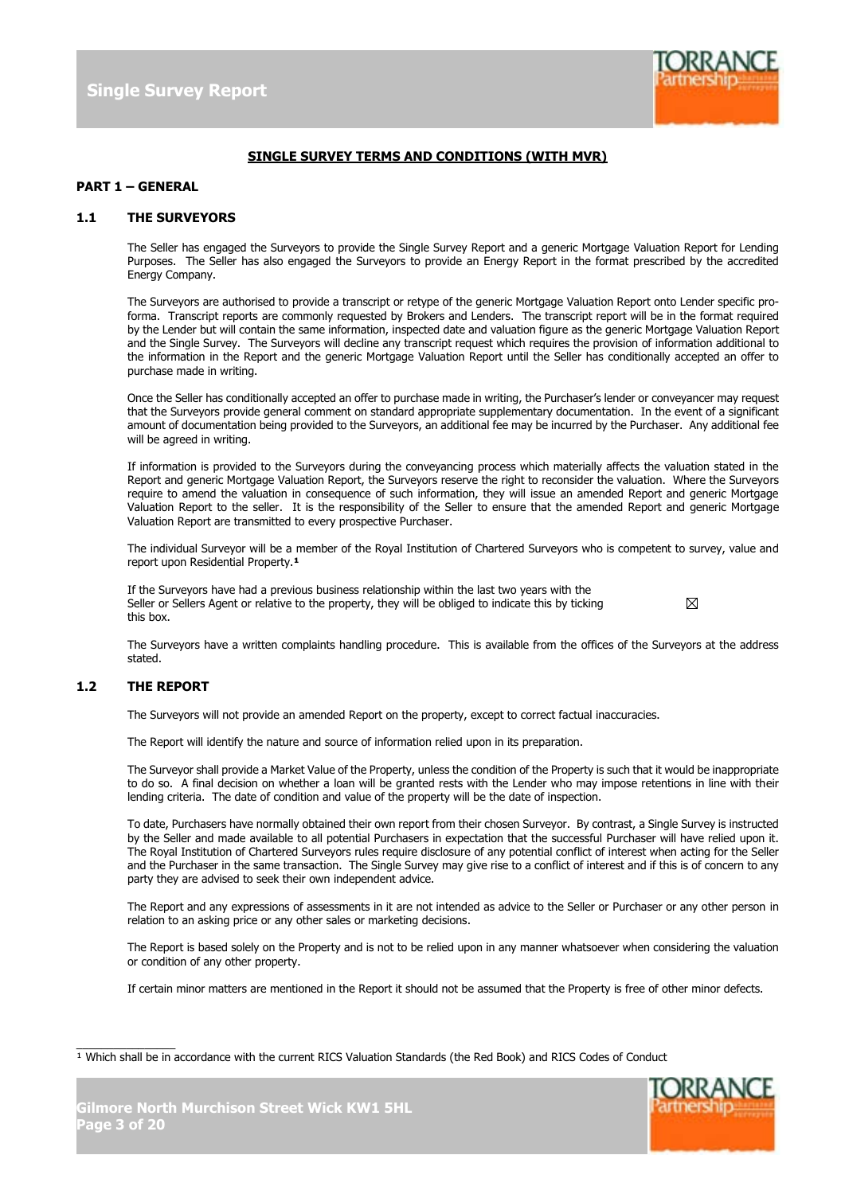## SINGLE SURVEY TERMS AND CONDITIONS (WITH MVR)

### PART 1 – GENERAL

### 1.1 THE SURVEYORS

The Seller has engaged the Surveyors to provide the Single Survey Report and a generic Mortgage Valuation Report for Lending Purposes. The Seller has also engaged the Surveyors to provide an Energy Report in the format prescribed by the accredited Energy Company.

The Surveyors are authorised to provide a transcript or retype of the generic Mortgage Valuation Report onto Lender specific pro-forma. Transcript reports are commonly requested by Brokers and Lenders. The transcript report will be in the format required by the Lender but will contain the same information, inspected date and valuation figure as the generic Mortgage Valuation Report and the Single Survey. The Surveyors will decline any transcript request which requires the provision of information additional to the information in the Report and the generic Mortgage Valuation Report until the Seller has conditionally accepted an offer to purchase made in writing.

Once the Seller has conditionally accepted an offer to purchase made in writing, the Purchaser's lender or conveyancer may request that the Surveyors provide general comment on standard appropriate supplementary documentation. In the event of a significant amount of documentation being provided to the Surveyors, an additional fee may be incurred by the Purchaser. Any additional fee will be agreed in writing.

If information is provided to the Surveyors during the conveyancing process which materially affects the valuation stated in the Report and generic Mortgage Valuation Report, the Surveyors reserve the right to reconsider the valuation. Where the Surveyors require to amend the valuation in consequence of such information, they will issue an amended Report and generic Mortgage Valuation Report to the seller. It is the responsibility of the Seller to ensure that the amended Report and generic Mortgage Valuation Report are transmitted to every prospective Purchaser.

The individual Surveyor will be a member of the Royal Institution of Chartered Surveyors who is competent to survey, value and report upon Residential Property.[1]

If the Surveyors have had a previous business relationship within the last two years with the Seller or Sellers Agent or relative to the property, they will be obliged to indicate this by ticking this box. ☒

The Surveyors have a written complaints handling procedure. This is available from the offices of the Surveyors at the address stated.

### 1.2 THE REPORT

The Surveyors will not provide an amended Report on the property, except to correct factual inaccuracies.

The Report will identify the nature and source of information relied upon in its preparation.

The Surveyor shall provide a Market Value of the Property, unless the condition of the Property is such that it would be inappropriate to do so. A final decision on whether a loan will be granted rests with the Lender who may impose retentions in line with their lending criteria. The date of condition and value of the property will be the date of inspection.

To date, Purchasers have normally obtained their own report from their chosen Surveyor. By contrast, a Single Survey is instructed by the Seller and made available to all potential Purchasers in expectation that the successful Purchaser will have relied upon it. The Royal Institution of Chartered Surveyors rules require disclosure of any potential conflict of interest when acting for the Seller and the Purchaser in the same transaction. The Single Survey may give rise to a conflict of interest and if this is of concern to any party they are advised to seek their own independent advice.

The Report and any expressions of assessments in it are not intended as advice to the Seller or Purchaser or any other person in relation to an asking price or any other sales or marketing decisions.

The Report is based solely on the Property and is not to be relied upon in any manner whatsoever when considering the valuation or condition of any other property.

If certain minor matters are mentioned in the Report it should not be assumed that the Property is free of other minor defects.

---

[1] Which shall be in accordance with the current RICS Valuation Standards (the Red Book) and RICS Codes of Conduct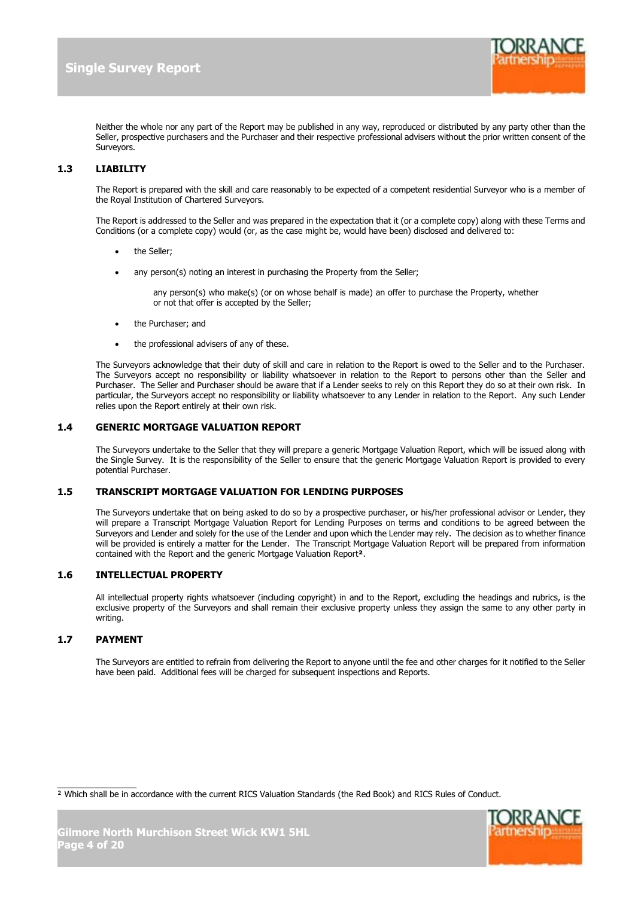Neither the whole nor any part of the Report may be published in any way, reproduced or distributed by any party other than the Seller, prospective purchasers and the Purchaser and their respective professional advisers without the prior written consent of the Surveyors.

### 1.3 LIABILITY

The Report is prepared with the skill and care reasonably to be expected of a competent residential Surveyor who is a member of the Royal Institution of Chartered Surveyors.

The Report is addressed to the Seller and was prepared in the expectation that it (or a complete copy) along with these Terms and Conditions (or a complete copy) would (or, as the case might be, would have been) disclosed and delivered to:

- the Seller;
- any person(s) noting an interest in purchasing the Property from the Seller;

  any person(s) who make(s) (or on whose behalf is made) an offer to purchase the Property, whether or not that offer is accepted by the Seller;
- the Purchaser; and
- the professional advisers of any of these.

The Surveyors acknowledge that their duty of skill and care in relation to the Report is owed to the Seller and to the Purchaser. The Surveyors accept no responsibility or liability whatsoever in relation to the Report to persons other than the Seller and Purchaser. The Seller and Purchaser should be aware that if a Lender seeks to rely on this Report they do so at their own risk. In particular, the Surveyors accept no responsibility or liability whatsoever to any Lender in relation to the Report. Any such Lender relies upon the Report entirely at their own risk.

### 1.4 GENERIC MORTGAGE VALUATION REPORT

The Surveyors undertake to the Seller that they will prepare a generic Mortgage Valuation Report, which will be issued along with the Single Survey. It is the responsibility of the Seller to ensure that the generic Mortgage Valuation Report is provided to every potential Purchaser.

### 1.5 TRANSCRIPT MORTGAGE VALUATION FOR LENDING PURPOSES

The Surveyors undertake that on being asked to do so by a prospective purchaser, or his/her professional advisor or Lender, they will prepare a Transcript Mortgage Valuation Report for Lending Purposes on terms and conditions to be agreed between the Surveyors and Lender and solely for the use of the Lender and upon which the Lender may rely. The decision as to whether finance will be provided is entirely a matter for the Lender. The Transcript Mortgage Valuation Report will be prepared from information contained with the Report and the generic Mortgage Valuation Report[2].

### 1.6 INTELLECTUAL PROPERTY

All intellectual property rights whatsoever (including copyright) in and to the Report, excluding the headings and rubrics, is the exclusive property of the Surveyors and shall remain their exclusive property unless they assign the same to any other party in writing.

### 1.7 PAYMENT

The Surveyors are entitled to refrain from delivering the Report to anyone until the fee and other charges for it notified to the Seller have been paid. Additional fees will be charged for subsequent inspections and Reports.

---

[2] Which shall be in accordance with the current RICS Valuation Standards (the Red Book) and RICS Rules of Conduct.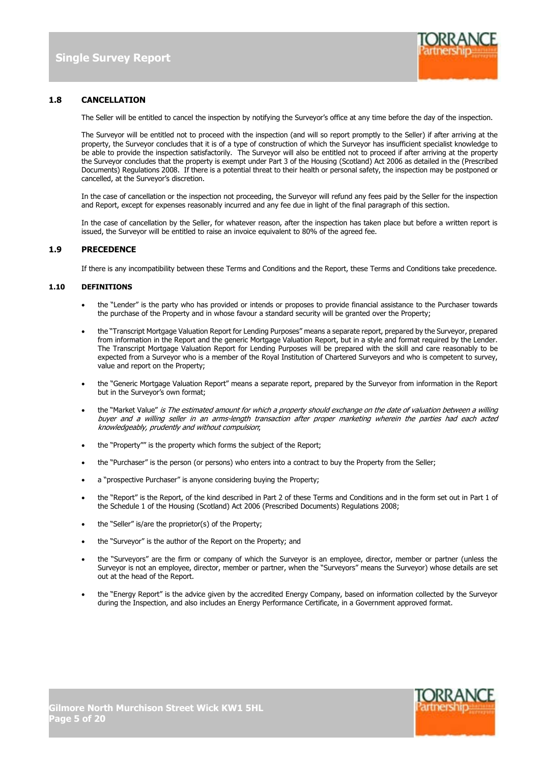### 1.8 CANCELLATION

The Seller will be entitled to cancel the inspection by notifying the Surveyor's office at any time before the day of the inspection.

The Surveyor will be entitled not to proceed with the inspection (and will so report promptly to the Seller) if after arriving at the property, the Surveyor concludes that it is of a type of construction of which the Surveyor has insufficient specialist knowledge to be able to provide the inspection satisfactorily. The Surveyor will also be entitled not to proceed if after arriving at the property the Surveyor concludes that the property is exempt under Part 3 of the Housing (Scotland) Act 2006 as detailed in the (Prescribed Documents) Regulations 2008. If there is a potential threat to their health or personal safety, the inspection may be postponed or cancelled, at the Surveyor's discretion.

In the case of cancellation or the inspection not proceeding, the Surveyor will refund any fees paid by the Seller for the inspection and Report, except for expenses reasonably incurred and any fee due in light of the final paragraph of this section.

In the case of cancellation by the Seller, for whatever reason, after the inspection has taken place but before a written report is issued, the Surveyor will be entitled to raise an invoice equivalent to 80% of the agreed fee.

### 1.9 PRECEDENCE

If there is any incompatibility between these Terms and Conditions and the Report, these Terms and Conditions take precedence.

### 1.10 DEFINITIONS

- the "Lender" is the party who has provided or intends or proposes to provide financial assistance to the Purchaser towards the purchase of the Property and in whose favour a standard security will be granted over the Property;
- the "Transcript Mortgage Valuation Report for Lending Purposes" means a separate report, prepared by the Surveyor, prepared from information in the Report and the generic Mortgage Valuation Report, but in a style and format required by the Lender. The Transcript Mortgage Valuation Report for Lending Purposes will be prepared with the skill and care reasonably to be expected from a Surveyor who is a member of the Royal Institution of Chartered Surveyors and who is competent to survey, value and report on the Property;
- the "Generic Mortgage Valuation Report" means a separate report, prepared by the Surveyor from information in the Report but in the Surveyor's own format;
- the "Market Value" *is The estimated amount for which a property should exchange on the date of valuation between a willing buyer and a willing seller in an arms-length transaction after proper marketing wherein the parties had each acted knowledgeably, prudently and without compulsion*;
- the "Property"" is the property which forms the subject of the Report;
- the "Purchaser" is the person (or persons) who enters into a contract to buy the Property from the Seller;
- a "prospective Purchaser" is anyone considering buying the Property;
- the "Report" is the Report, of the kind described in Part 2 of these Terms and Conditions and in the form set out in Part 1 of the Schedule 1 of the Housing (Scotland) Act 2006 (Prescribed Documents) Regulations 2008;
- the "Seller" is/are the proprietor(s) of the Property;
- the "Surveyor" is the author of the Report on the Property; and
- the "Surveyors" are the firm or company of which the Surveyor is an employee, director, member or partner (unless the Surveyor is not an employee, director, member or partner, when the "Surveyors" means the Surveyor) whose details are set out at the head of the Report.
- the "Energy Report" is the advice given by the accredited Energy Company, based on information collected by the Surveyor during the Inspection, and also includes an Energy Performance Certificate, in a Government approved format.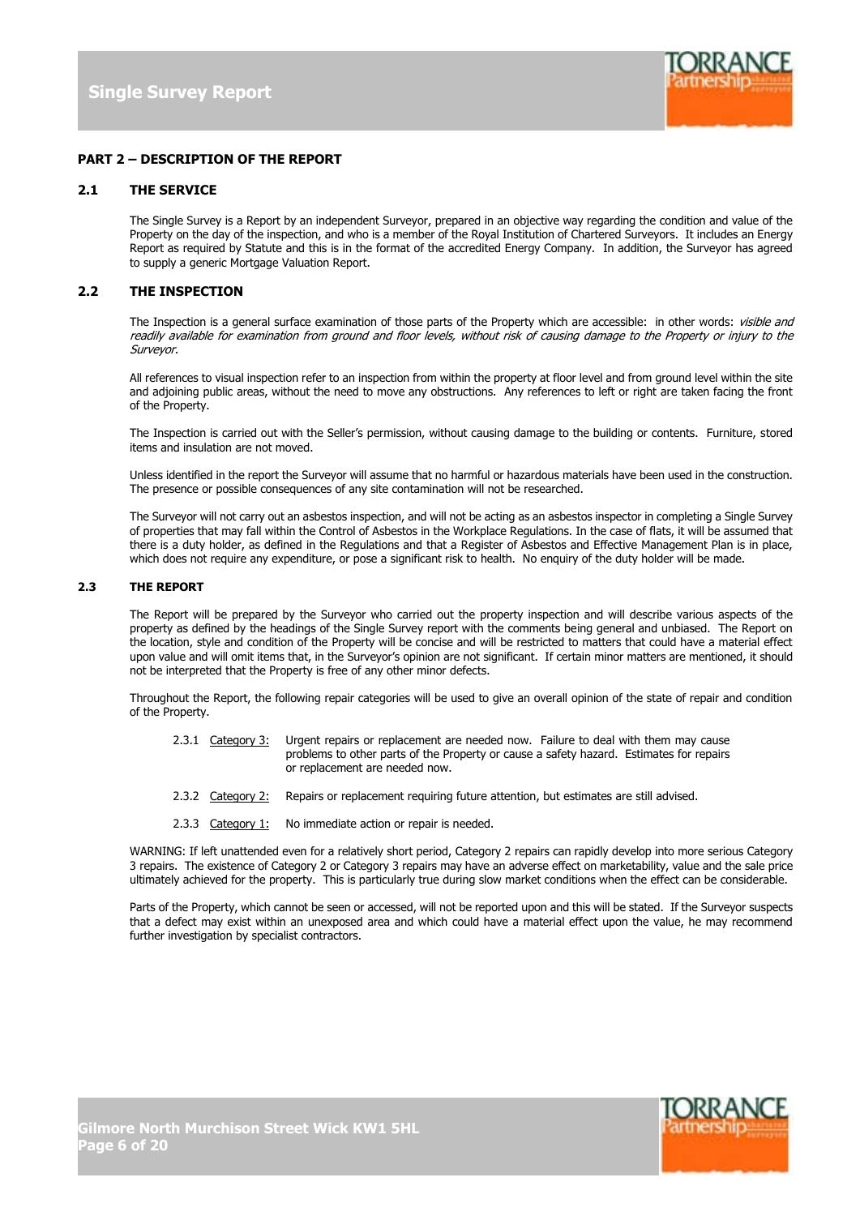## PART 2 – DESCRIPTION OF THE REPORT

### 2.1 THE SERVICE

The Single Survey is a Report by an independent Surveyor, prepared in an objective way regarding the condition and value of the Property on the day of the inspection, and who is a member of the Royal Institution of Chartered Surveyors. It includes an Energy Report as required by Statute and this is in the format of the accredited Energy Company. In addition, the Surveyor has agreed to supply a generic Mortgage Valuation Report.

### 2.2 THE INSPECTION

The Inspection is a general surface examination of those parts of the Property which are accessible: in other words: *visible and readily available for examination from ground and floor levels, without risk of causing damage to the Property or injury to the Surveyor.*

All references to visual inspection refer to an inspection from within the property at floor level and from ground level within the site and adjoining public areas, without the need to move any obstructions. Any references to left or right are taken facing the front of the Property.

The Inspection is carried out with the Seller's permission, without causing damage to the building or contents. Furniture, stored items and insulation are not moved.

Unless identified in the report the Surveyor will assume that no harmful or hazardous materials have been used in the construction. The presence or possible consequences of any site contamination will not be researched.

The Surveyor will not carry out an asbestos inspection, and will not be acting as an asbestos inspector in completing a Single Survey of properties that may fall within the Control of Asbestos in the Workplace Regulations. In the case of flats, it will be assumed that there is a duty holder, as defined in the Regulations and that a Register of Asbestos and Effective Management Plan is in place, which does not require any expenditure, or pose a significant risk to health. No enquiry of the duty holder will be made.

### 2.3 THE REPORT

The Report will be prepared by the Surveyor who carried out the property inspection and will describe various aspects of the property as defined by the headings of the Single Survey report with the comments being general and unbiased. The Report on the location, style and condition of the Property will be concise and will be restricted to matters that could have a material effect upon value and will omit items that, in the Surveyor's opinion are not significant. If certain minor matters are mentioned, it should not be interpreted that the Property is free of any other minor defects.

Throughout the Report, the following repair categories will be used to give an overall opinion of the state of repair and condition of the Property.

2.3.1 Category 3: Urgent repairs or replacement are needed now. Failure to deal with them may cause problems to other parts of the Property or cause a safety hazard. Estimates for repairs or replacement are needed now.

2.3.2 Category 2: Repairs or replacement requiring future attention, but estimates are still advised.

2.3.3 Category 1: No immediate action or repair is needed.

WARNING: If left unattended even for a relatively short period, Category 2 repairs can rapidly develop into more serious Category 3 repairs. The existence of Category 2 or Category 3 repairs may have an adverse effect on marketability, value and the sale price ultimately achieved for the property. This is particularly true during slow market conditions when the effect can be considerable.

Parts of the Property, which cannot be seen or accessed, will not be reported upon and this will be stated. If the Surveyor suspects that a defect may exist within an unexposed area and which could have a material effect upon the value, he may recommend further investigation by specialist contractors.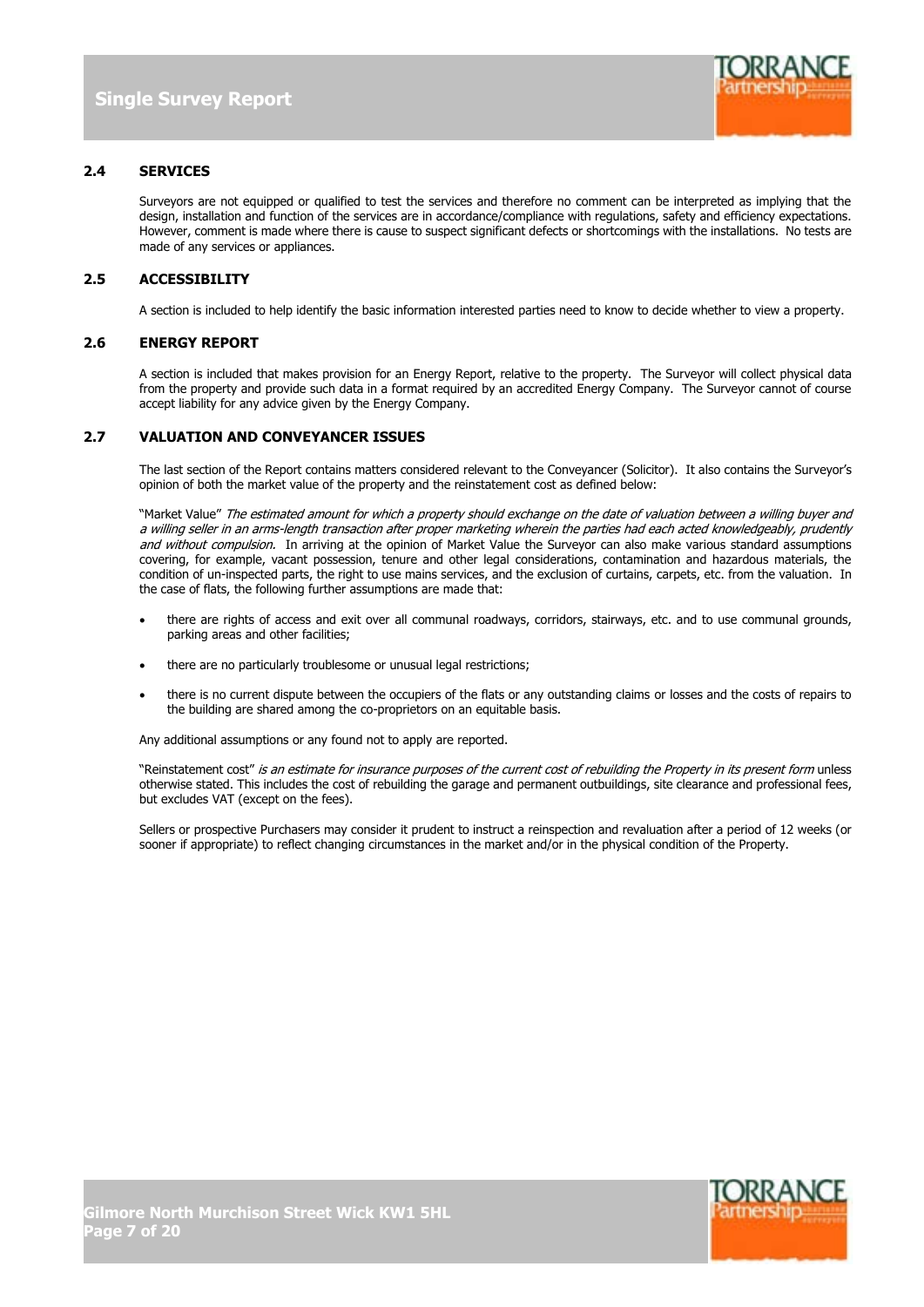## 2.4 SERVICES

Surveyors are not equipped or qualified to test the services and therefore no comment can be interpreted as implying that the design, installation and function of the services are in accordance/compliance with regulations, safety and efficiency expectations. However, comment is made where there is cause to suspect significant defects or shortcomings with the installations. No tests are made of any services or appliances.

## 2.5 ACCESSIBILITY

A section is included to help identify the basic information interested parties need to know to decide whether to view a property.

## 2.6 ENERGY REPORT

A section is included that makes provision for an Energy Report, relative to the property. The Surveyor will collect physical data from the property and provide such data in a format required by an accredited Energy Company. The Surveyor cannot of course accept liability for any advice given by the Energy Company.

## 2.7 VALUATION AND CONVEYANCER ISSUES

The last section of the Report contains matters considered relevant to the Conveyancer (Solicitor). It also contains the Surveyor's opinion of both the market value of the property and the reinstatement cost as defined below:

"Market Value" *The estimated amount for which a property should exchange on the date of valuation between a willing buyer and a willing seller in an arms-length transaction after proper marketing wherein the parties had each acted knowledgeably, prudently and without compulsion.* In arriving at the opinion of Market Value the Surveyor can also make various standard assumptions covering, for example, vacant possession, tenure and other legal considerations, contamination and hazardous materials, the condition of un-inspected parts, the right to use mains services, and the exclusion of curtains, carpets, etc. from the valuation. In the case of flats, the following further assumptions are made that:

- there are rights of access and exit over all communal roadways, corridors, stairways, etc. and to use communal grounds, parking areas and other facilities;
- there are no particularly troublesome or unusual legal restrictions;
- there is no current dispute between the occupiers of the flats or any outstanding claims or losses and the costs of repairs to the building are shared among the co-proprietors on an equitable basis.

Any additional assumptions or any found not to apply are reported.

"Reinstatement cost" *is an estimate for insurance purposes of the current cost of rebuilding the Property in its present form* unless otherwise stated. This includes the cost of rebuilding the garage and permanent outbuildings, site clearance and professional fees, but excludes VAT (except on the fees).

Sellers or prospective Purchasers may consider it prudent to instruct a reinspection and revaluation after a period of 12 weeks (or sooner if appropriate) to reflect changing circumstances in the market and/or in the physical condition of the Property.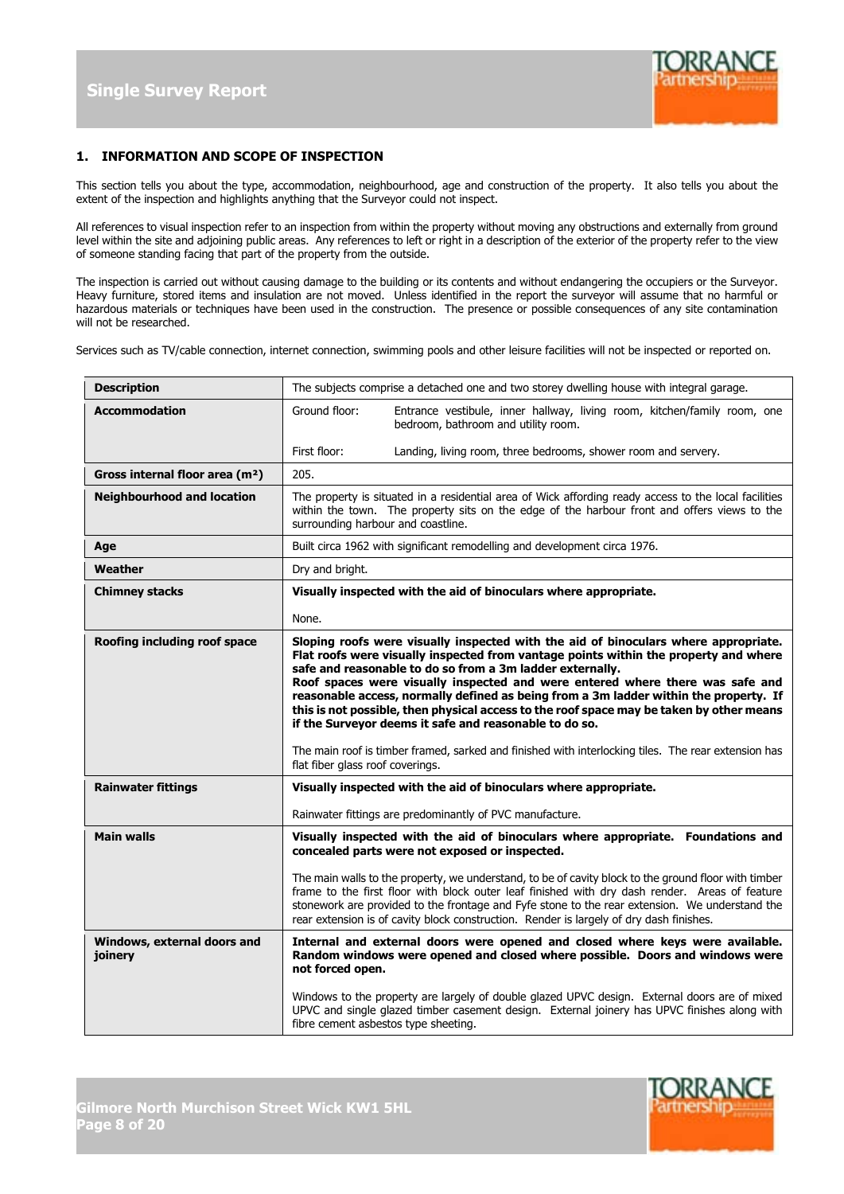## 1. INFORMATION AND SCOPE OF INSPECTION

This section tells you about the type, accommodation, neighbourhood, age and construction of the property. It also tells you about the extent of the inspection and highlights anything that the Surveyor could not inspect.

All references to visual inspection refer to an inspection from within the property without moving any obstructions and externally from ground level within the site and adjoining public areas. Any references to left or right in a description of the exterior of the property refer to the view of someone standing facing that part of the property from the outside.

The inspection is carried out without causing damage to the building or its contents and without endangering the occupiers or the Surveyor. Heavy furniture, stored items and insulation are not moved. Unless identified in the report the surveyor will assume that no harmful or hazardous materials or techniques have been used in the construction. The presence or possible consequences of any site contamination will not be researched.

Services such as TV/cable connection, internet connection, swimming pools and other leisure facilities will not be inspected or reported on.

| **Description** | The subjects comprise a detached one and two storey dwelling house with integral garage. |
|---|---|
| **Accommodation** | Ground floor: Entrance vestibule, inner hallway, living room, kitchen/family room, one bedroom, bathroom and utility room.<br><br>First floor: Landing, living room, three bedrooms, shower room and servery. |
| **Gross internal floor area ($m^2$)** | 205. |
| **Neighbourhood and location** | The property is situated in a residential area of Wick affording ready access to the local facilities within the town. The property sits on the edge of the harbour front and offers views to the surrounding harbour and coastline. |
| **Age** | Built circa 1962 with significant remodelling and development circa 1976. |
| **Weather** | Dry and bright. |
| **Chimney stacks** | **Visually inspected with the aid of binoculars where appropriate.**<br><br>None. |
| **Roofing including roof space** | **Sloping roofs were visually inspected with the aid of binoculars where appropriate. Flat roofs were visually inspected from vantage points within the property and where safe and reasonable to do so from a 3m ladder externally. Roof spaces were visually inspected and were entered where there was safe and reasonable access, normally defined as being from a 3m ladder within the property. If this is not possible, then physical access to the roof space may be taken by other means if the Surveyor deems it safe and reasonable to do so.**<br><br>The main roof is timber framed, sarked and finished with interlocking tiles. The rear extension has flat fiber glass roof coverings. |
| **Rainwater fittings** | **Visually inspected with the aid of binoculars where appropriate.**<br><br>Rainwater fittings are predominantly of PVC manufacture. |
| **Main walls** | **Visually inspected with the aid of binoculars where appropriate. Foundations and concealed parts were not exposed or inspected.**<br><br>The main walls to the property, we understand, to be of cavity block to the ground floor with timber frame to the first floor with block outer leaf finished with dry dash render. Areas of feature stonework are provided to the frontage and Fyfe stone to the rear extension. We understand the rear extension is of cavity block construction. Render is largely of dry dash finishes. |
| **Windows, external doors and joinery** | **Internal and external doors were opened and closed where keys were available. Random windows were opened and closed where possible. Doors and windows were not forced open.**<br><br>Windows to the property are largely of double glazed UPVC design. External doors are of mixed UPVC and single glazed timber casement design. External joinery has UPVC finishes along with fibre cement asbestos type sheeting. |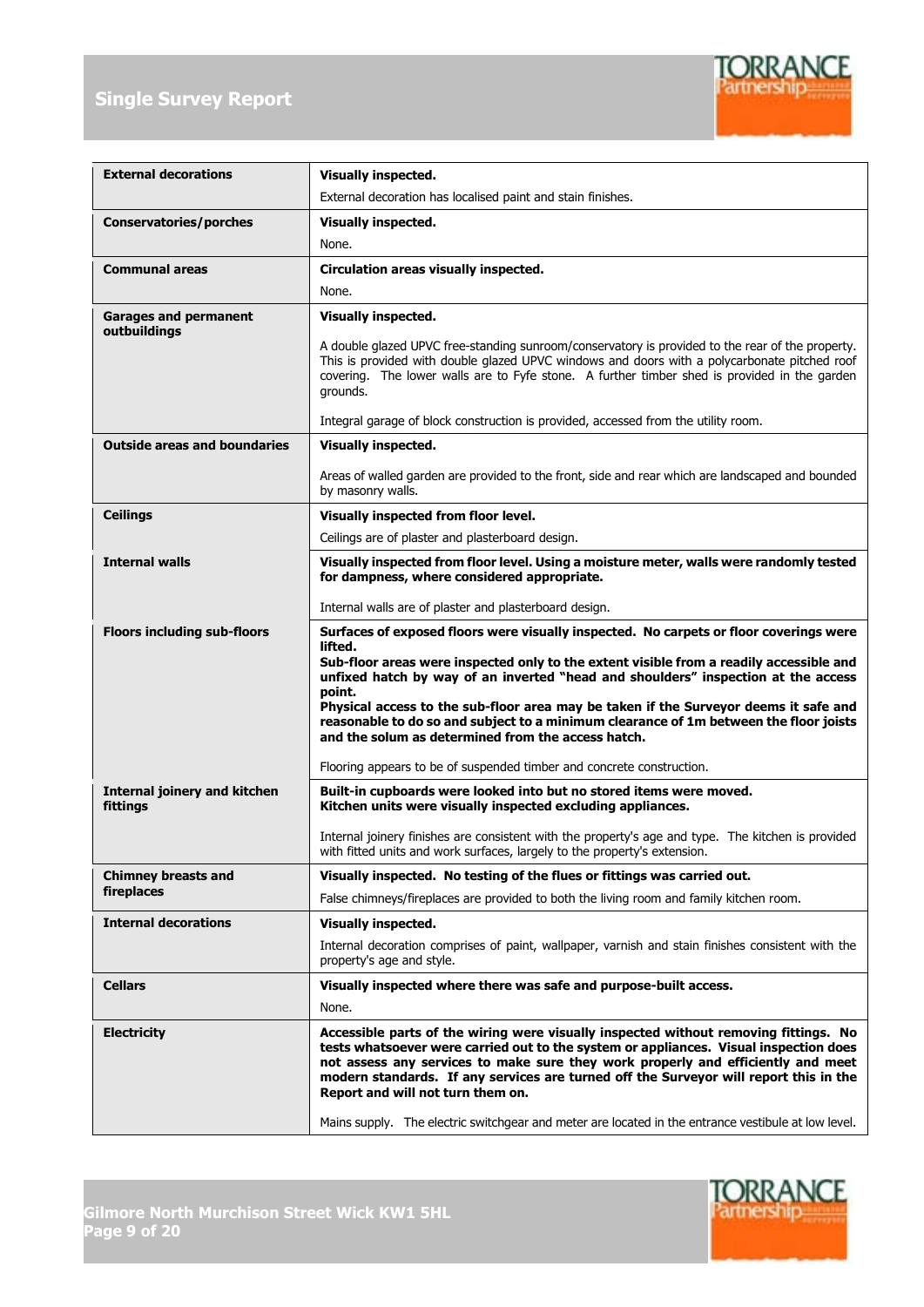| | |
|---|---|
| **External decorations** | **Visually inspected.**<br><br>External decoration has localised paint and stain finishes. |
| **Conservatories/porches** | **Visually inspected.**<br><br>None. |
| **Communal areas** | **Circulation areas visually inspected.**<br><br>None. |
| **Garages and permanent outbuildings** | **Visually inspected.**<br><br>A double glazed UPVC free-standing sunroom/conservatory is provided to the rear of the property. This is provided with double glazed UPVC windows and doors with a polycarbonate pitched roof covering. The lower walls are to Fyfe stone. A further timber shed is provided in the garden grounds.<br><br>Integral garage of block construction is provided, accessed from the utility room. |
| **Outside areas and boundaries** | **Visually inspected.**<br><br>Areas of walled garden are provided to the front, side and rear which are landscaped and bounded by masonry walls. |
| **Ceilings** | **Visually inspected from floor level.**<br><br>Ceilings are of plaster and plasterboard design. |
| **Internal walls** | **Visually inspected from floor level. Using a moisture meter, walls were randomly tested for dampness, where considered appropriate.**<br><br>Internal walls are of plaster and plasterboard design. |
| **Floors including sub-floors** | **Surfaces of exposed floors were visually inspected. No carpets or floor coverings were lifted.**<br>**Sub-floor areas were inspected only to the extent visible from a readily accessible and unfixed hatch by way of an inverted "head and shoulders" inspection at the access point.**<br>**Physical access to the sub-floor area may be taken if the Surveyor deems it safe and reasonable to do so and subject to a minimum clearance of 1m between the floor joists and the solum as determined from the access hatch.**<br><br>Flooring appears to be of suspended timber and concrete construction. |
| **Internal joinery and kitchen fittings** | **Built-in cupboards were looked into but no stored items were moved.**<br>**Kitchen units were visually inspected excluding appliances.**<br><br>Internal joinery finishes are consistent with the property's age and type. The kitchen is provided with fitted units and work surfaces, largely to the property's extension. |
| **Chimney breasts and fireplaces** | **Visually inspected. No testing of the flues or fittings was carried out.**<br><br>False chimneys/fireplaces are provided to both the living room and family kitchen room. |
| **Internal decorations** | **Visually inspected.**<br><br>Internal decoration comprises of paint, wallpaper, varnish and stain finishes consistent with the property's age and style. |
| **Cellars** | **Visually inspected where there was safe and purpose-built access.**<br><br>None. |
| **Electricity** | **Accessible parts of the wiring were visually inspected without removing fittings. No tests whatsoever were carried out to the system or appliances. Visual inspection does not assess any services to make sure they work properly and efficiently and meet modern standards. If any services are turned off the Surveyor will report this in the Report and will not turn them on.**<br><br>Mains supply. The electric switchgear and meter are located in the entrance vestibule at low level. |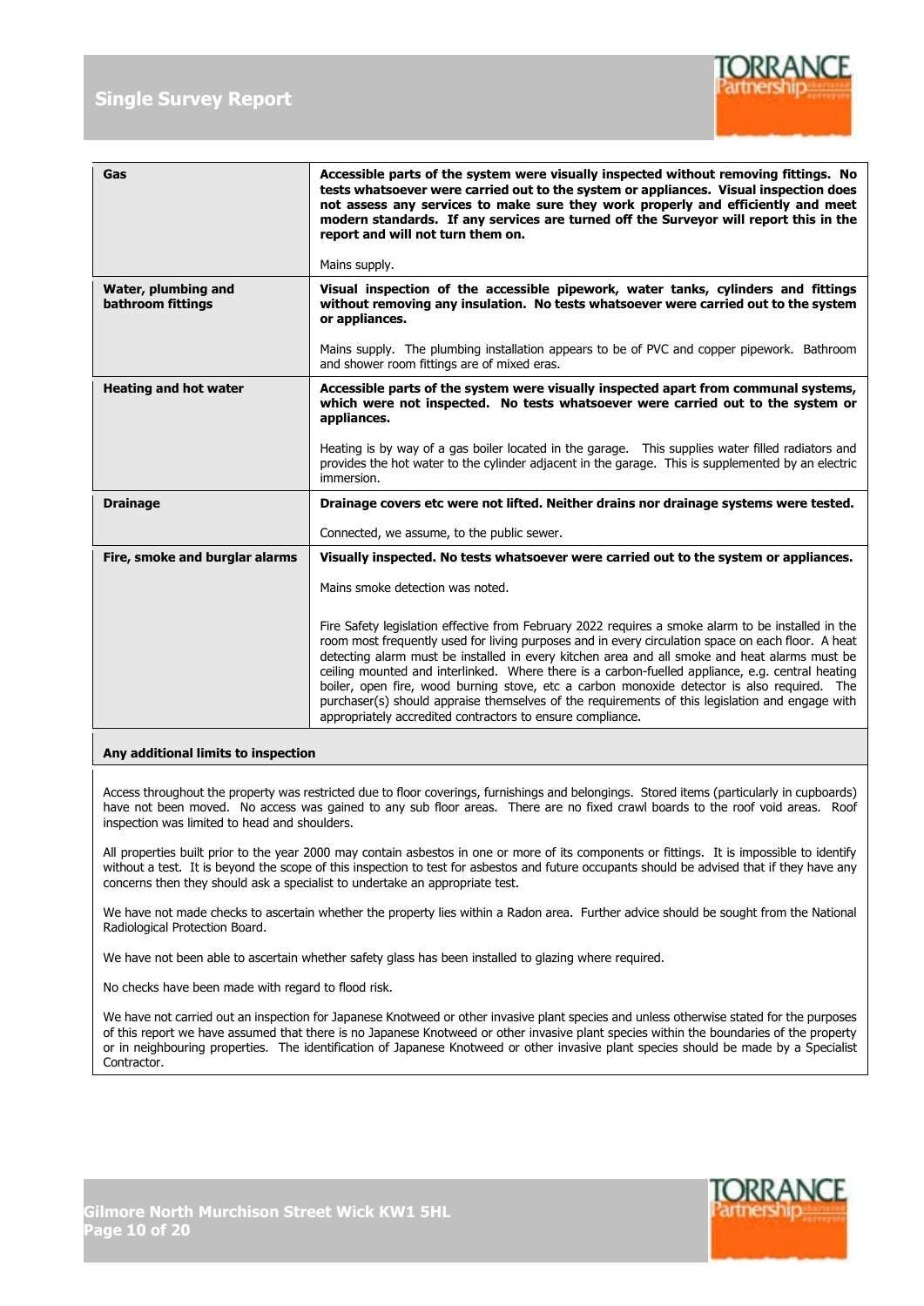| | |
|---|---|
| **Gas** | **Accessible parts of the system were visually inspected without removing fittings. No tests whatsoever were carried out to the system or appliances. Visual inspection does not assess any services to make sure they work properly and efficiently and meet modern standards. If any services are turned off the Surveyor will report this in the report and will not turn them on.**<br><br>Mains supply. |
| **Water, plumbing and bathroom fittings** | **Visual inspection of the accessible pipework, water tanks, cylinders and fittings without removing any insulation. No tests whatsoever were carried out to the system or appliances.**<br><br>Mains supply. The plumbing installation appears to be of PVC and copper pipework. Bathroom and shower room fittings are of mixed eras. |
| **Heating and hot water** | **Accessible parts of the system were visually inspected apart from communal systems, which were not inspected. No tests whatsoever were carried out to the system or appliances.**<br><br>Heating is by way of a gas boiler located in the garage. This supplies water filled radiators and provides the hot water to the cylinder adjacent in the garage. This is supplemented by an electric immersion. |
| **Drainage** | **Drainage covers etc were not lifted. Neither drains nor drainage systems were tested.**<br><br>Connected, we assume, to the public sewer. |
| **Fire, smoke and burglar alarms** | **Visually inspected. No tests whatsoever were carried out to the system or appliances.**<br><br>Mains smoke detection was noted.<br><br>Fire Safety legislation effective from February 2022 requires a smoke alarm to be installed in the room most frequently used for living purposes and in every circulation space on each floor. A heat detecting alarm must be installed in every kitchen area and all smoke and heat alarms must be ceiling mounted and interlinked. Where there is a carbon-fuelled appliance, e.g. central heating boiler, open fire, wood burning stove, etc a carbon monoxide detector is also required. The purchaser(s) should appraise themselves of the requirements of this legislation and engage with appropriately accredited contractors to ensure compliance. |

**Any additional limits to inspection**

Access throughout the property was restricted due to floor coverings, furnishings and belongings. Stored items (particularly in cupboards) have not been moved. No access was gained to any sub floor areas. There are no fixed crawl boards to the roof void areas. Roof inspection was limited to head and shoulders.

All properties built prior to the year 2000 may contain asbestos in one or more of its components or fittings. It is impossible to identify without a test. It is beyond the scope of this inspection to test for asbestos and future occupants should be advised that if they have any concerns then they should ask a specialist to undertake an appropriate test.

We have not made checks to ascertain whether the property lies within a Radon area. Further advice should be sought from the National Radiological Protection Board.

We have not been able to ascertain whether safety glass has been installed to glazing where required.

No checks have been made with regard to flood risk.

We have not carried out an inspection for Japanese Knotweed or other invasive plant species and unless otherwise stated for the purposes of this report we have assumed that there is no Japanese Knotweed or other invasive plant species within the boundaries of the property or in neighbouring properties. The identification of Japanese Knotweed or other invasive plant species should be made by a Specialist Contractor.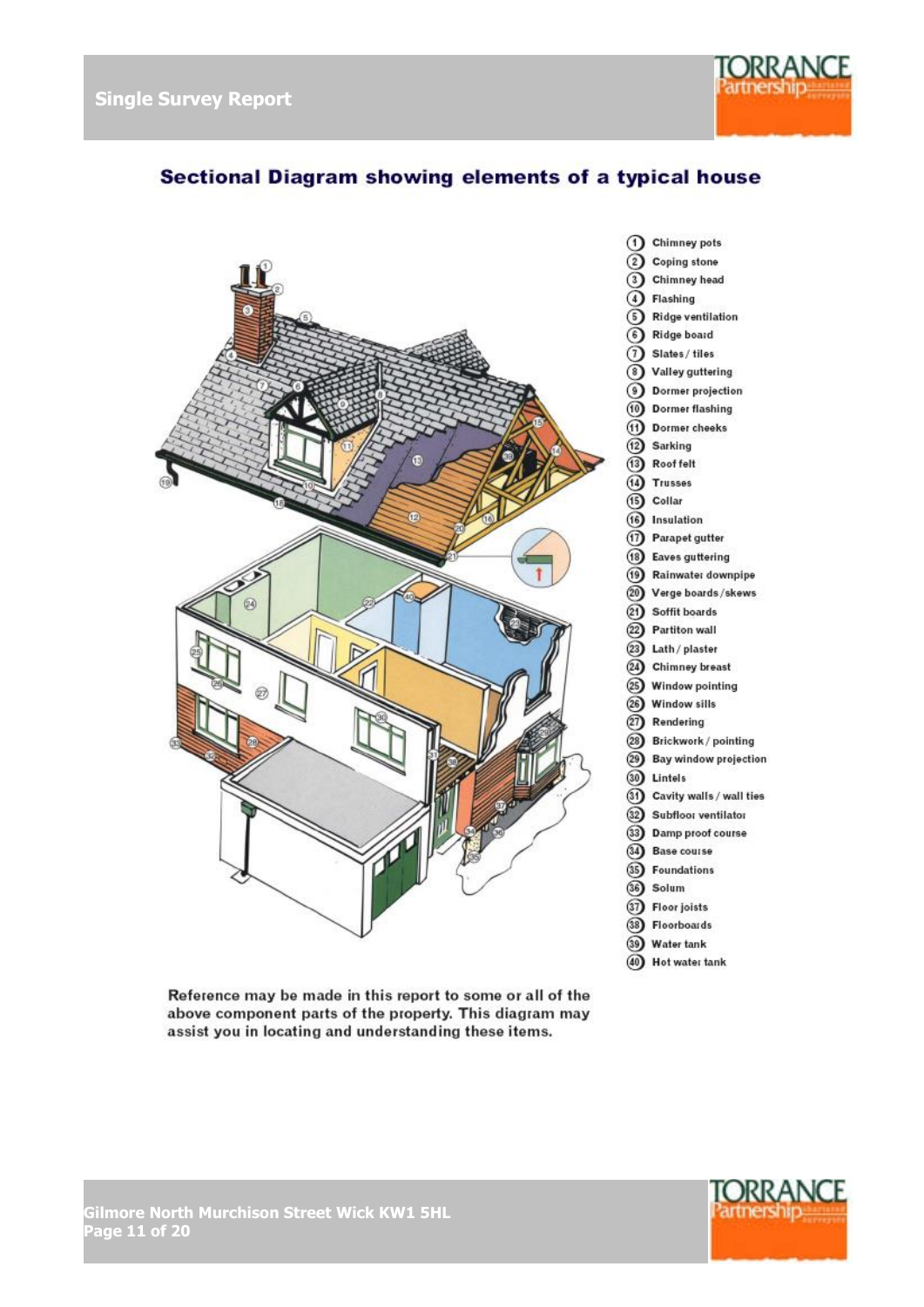## Sectional Diagram showing elements of a typical house

1. Chimney pots
2. Coping stone
3. Chimney head
4. Flashing
5. Ridge ventilation
6. Ridge board
7. Slates / tiles
8. Valley guttering
9. Dormer projection
10. Dormer flashing
11. Dormer cheeks
12. Sarking
13. Roof felt
14. Trusses
15. Collar
16. Insulation
17. Parapet gutter
18. Eaves guttering
19. Rainwater downpipe
20. Verge boards / skews
21. Soffit boards
22. Partiton wall
23. Lath / plaster
24. Chimney breast
25. Window pointing
26. Window sills
27. Rendering
28. Brickwork / pointing
29. Bay window projection
30. Lintels
31. Cavity walls / wall ties
32. Subfloor ventilator
33. Damp proof course
34. Base course
35. Foundations
36. Solum
37. Floor joists
38. Floorboards
39. Water tank
40. Hot water tank

Reference may be made in this report to some or all of the above component parts of the property. This diagram may assist you in locating and understanding these items.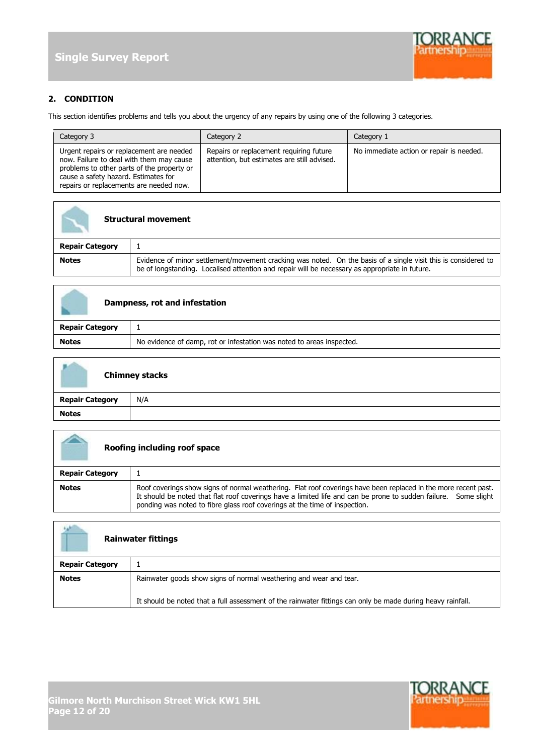## 2. CONDITION

This section identifies problems and tells you about the urgency of any repairs by using one of the following 3 categories.

| Category 3 | Category 2 | Category 1 |
| --- | --- | --- |
| Urgent repairs or replacement are needed now. Failure to deal with them may cause problems to other parts of the property or cause a safety hazard. Estimates for repairs or replacements are needed now. | Repairs or replacement requiring future attention, but estimates are still advised. | No immediate action or repair is needed. |

| **Structural movement** | |
| --- | --- |
| **Repair Category** | 1 |
| **Notes** | Evidence of minor settlement/movement cracking was noted. On the basis of a single visit this is considered to be of longstanding. Localised attention and repair will be necessary as appropriate in future. |

| **Dampness, rot and infestation** | |
| --- | --- |
| **Repair Category** | 1 |
| **Notes** | No evidence of damp, rot or infestation was noted to areas inspected. |

| **Chimney stacks** | |
| --- | --- |
| **Repair Category** | N/A |
| **Notes** | |

| **Roofing including roof space** | |
| --- | --- |
| **Repair Category** | 1 |
| **Notes** | Roof coverings show signs of normal weathering. Flat roof coverings have been replaced in the more recent past. It should be noted that flat roof coverings have a limited life and can be prone to sudden failure. Some slight ponding was noted to fibre glass roof coverings at the time of inspection. |

| **Rainwater fittings** | |
| --- | --- |
| **Repair Category** | 1 |
| **Notes** | Rainwater goods show signs of normal weathering and wear and tear.<br><br>It should be noted that a full assessment of the rainwater fittings can only be made during heavy rainfall. |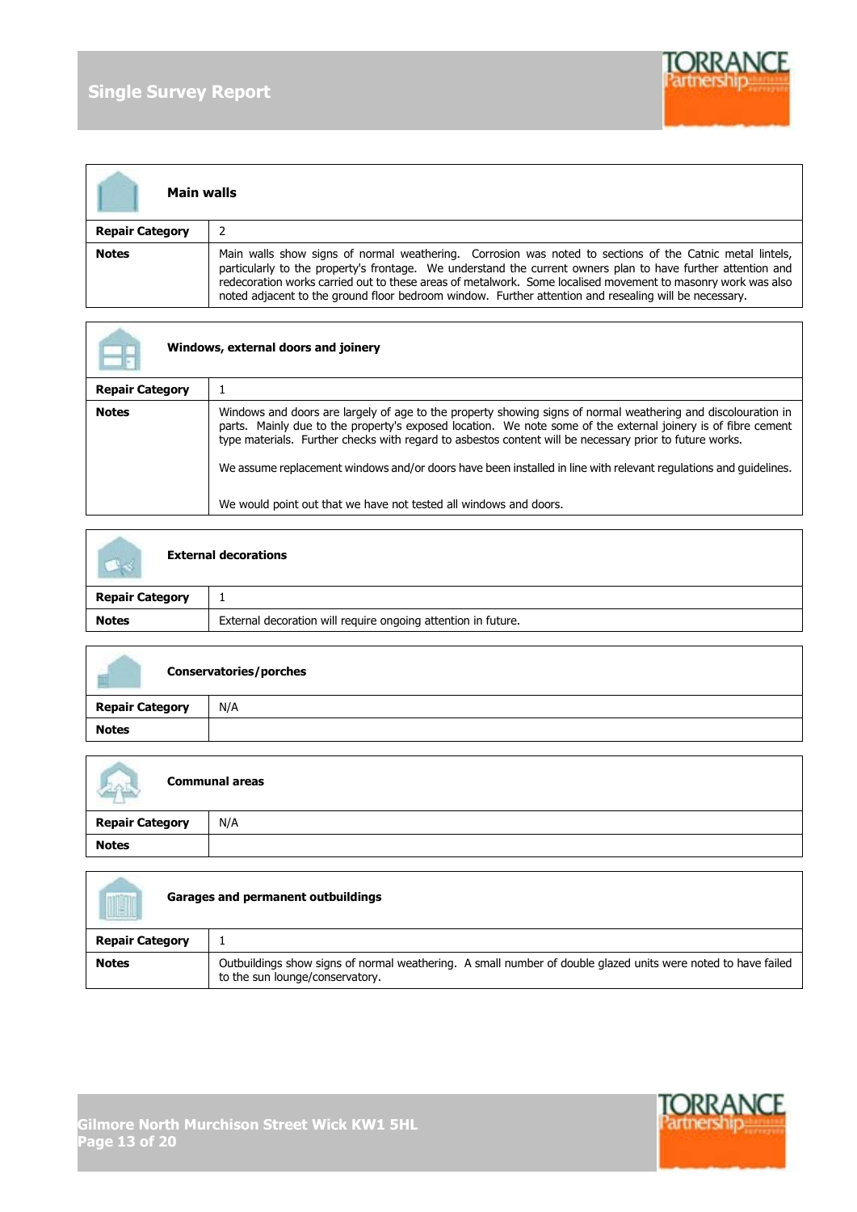| **Main walls** | |
|---|---|
| **Repair Category** | 2 |
| **Notes** | Main walls show signs of normal weathering. Corrosion was noted to sections of the Catnic metal lintels, particularly to the property's frontage. We understand the current owners plan to have further attention and redecoration works carried out to these areas of metalwork. Some localised movement to masonry work was also noted adjacent to the ground floor bedroom window. Further attention and resealing will be necessary. |

| **Windows, external doors and joinery** | |
|---|---|
| **Repair Category** | 1 |
| **Notes** | Windows and doors are largely of age to the property showing signs of normal weathering and discolouration in parts. Mainly due to the property's exposed location. We note some of the external joinery is of fibre cement type materials. Further checks with regard to asbestos content will be necessary prior to future works.<br><br>We assume replacement windows and/or doors have been installed in line with relevant regulations and guidelines.<br><br>We would point out that we have not tested all windows and doors. |

| **External decorations** | |
|---|---|
| **Repair Category** | 1 |
| **Notes** | External decoration will require ongoing attention in future. |

| **Conservatories/porches** | |
|---|---|
| **Repair Category** | N/A |
| **Notes** | |

| **Communal areas** | |
|---|---|
| **Repair Category** | N/A |
| **Notes** | |

| **Garages and permanent outbuildings** | |
|---|---|
| **Repair Category** | 1 |
| **Notes** | Outbuildings show signs of normal weathering. A small number of double glazed units were noted to have failed to the sun lounge/conservatory. |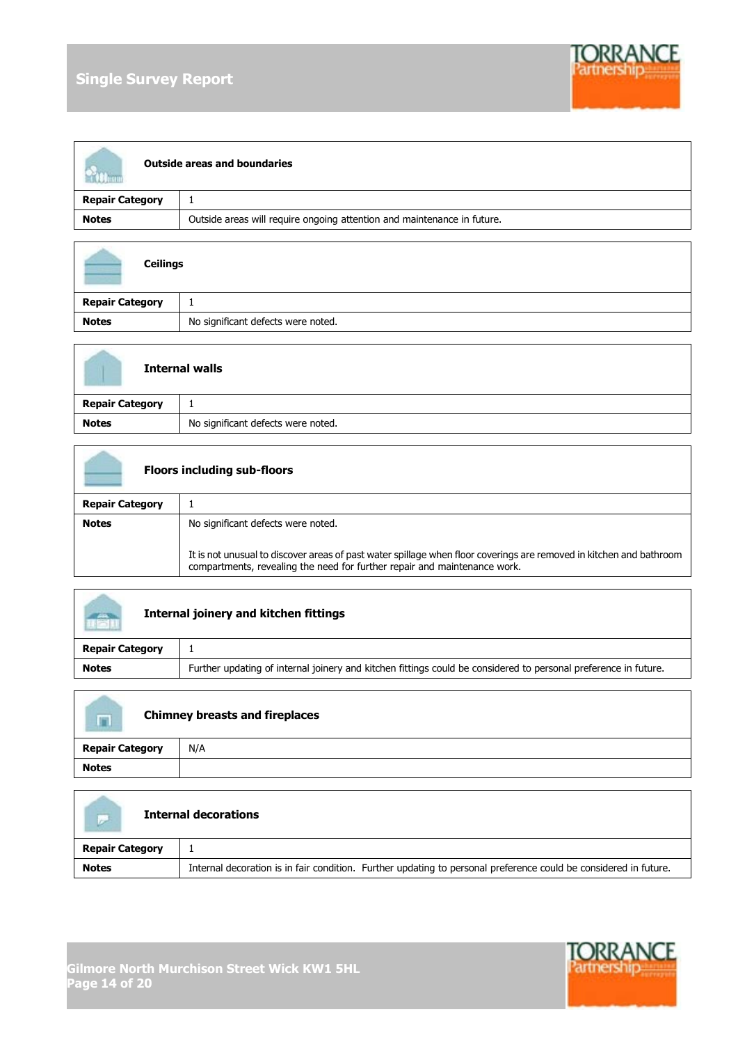| **Outside areas and boundaries** | |
|---|---|
| **Repair Category** | 1 |
| **Notes** | Outside areas will require ongoing attention and maintenance in future. |

| **Ceilings** | |
|---|---|
| **Repair Category** | 1 |
| **Notes** | No significant defects were noted. |

| **Internal walls** | |
|---|---|
| **Repair Category** | 1 |
| **Notes** | No significant defects were noted. |

| **Floors including sub-floors** | |
|---|---|
| **Repair Category** | 1 |
| **Notes** | No significant defects were noted.<br><br>It is not unusual to discover areas of past water spillage when floor coverings are removed in kitchen and bathroom compartments, revealing the need for further repair and maintenance work. |

| **Internal joinery and kitchen fittings** | |
|---|---|
| **Repair Category** | 1 |
| **Notes** | Further updating of internal joinery and kitchen fittings could be considered to personal preference in future. |

| **Chimney breasts and fireplaces** | |
|---|---|
| **Repair Category** | N/A |
| **Notes** | |

| **Internal decorations** | |
|---|---|
| **Repair Category** | 1 |
| **Notes** | Internal decoration is in fair condition. Further updating to personal preference could be considered in future. |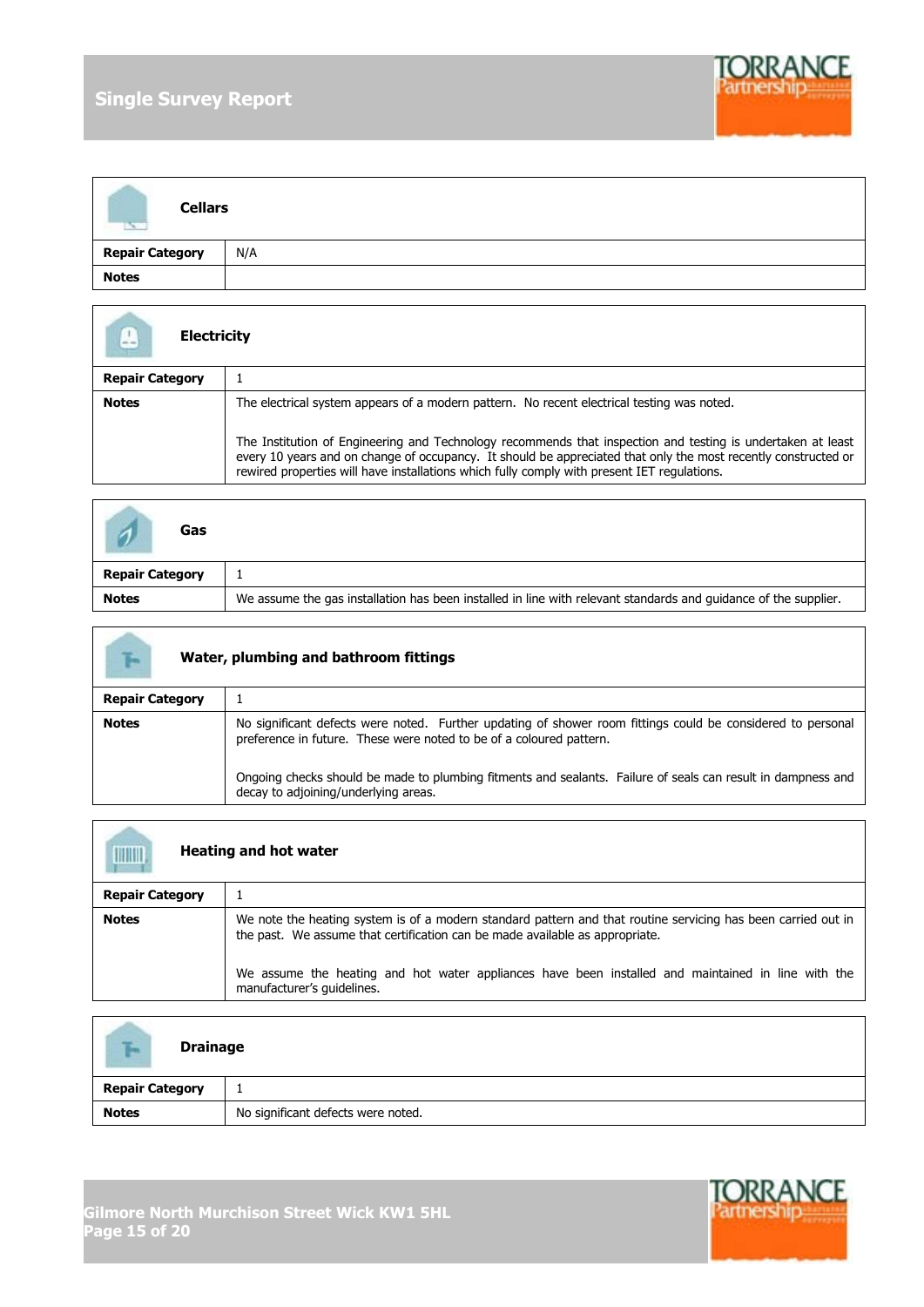| Cellars | |
|---|---|
| **Repair Category** | N/A |
| **Notes** | |

| Electricity | |
|---|---|
| **Repair Category** | 1 |
| **Notes** | The electrical system appears of a modern pattern. No recent electrical testing was noted.<br><br>The Institution of Engineering and Technology recommends that inspection and testing is undertaken at least every 10 years and on change of occupancy. It should be appreciated that only the most recently constructed or rewired properties will have installations which fully comply with present IET regulations. |

| Gas | |
|---|---|
| **Repair Category** | 1 |
| **Notes** | We assume the gas installation has been installed in line with relevant standards and guidance of the supplier. |

| Water, plumbing and bathroom fittings | |
|---|---|
| **Repair Category** | 1 |
| **Notes** | No significant defects were noted. Further updating of shower room fittings could be considered to personal preference in future. These were noted to be of a coloured pattern.<br><br>Ongoing checks should be made to plumbing fitments and sealants. Failure of seals can result in dampness and decay to adjoining/underlying areas. |

| Heating and hot water | |
|---|---|
| **Repair Category** | 1 |
| **Notes** | We note the heating system is of a modern standard pattern and that routine servicing has been carried out in the past. We assume that certification can be made available as appropriate.<br><br>We assume the heating and hot water appliances have been installed and maintained in line with the manufacturer's guidelines. |

| Drainage | |
|---|---|
| **Repair Category** | 1 |
| **Notes** | No significant defects were noted. |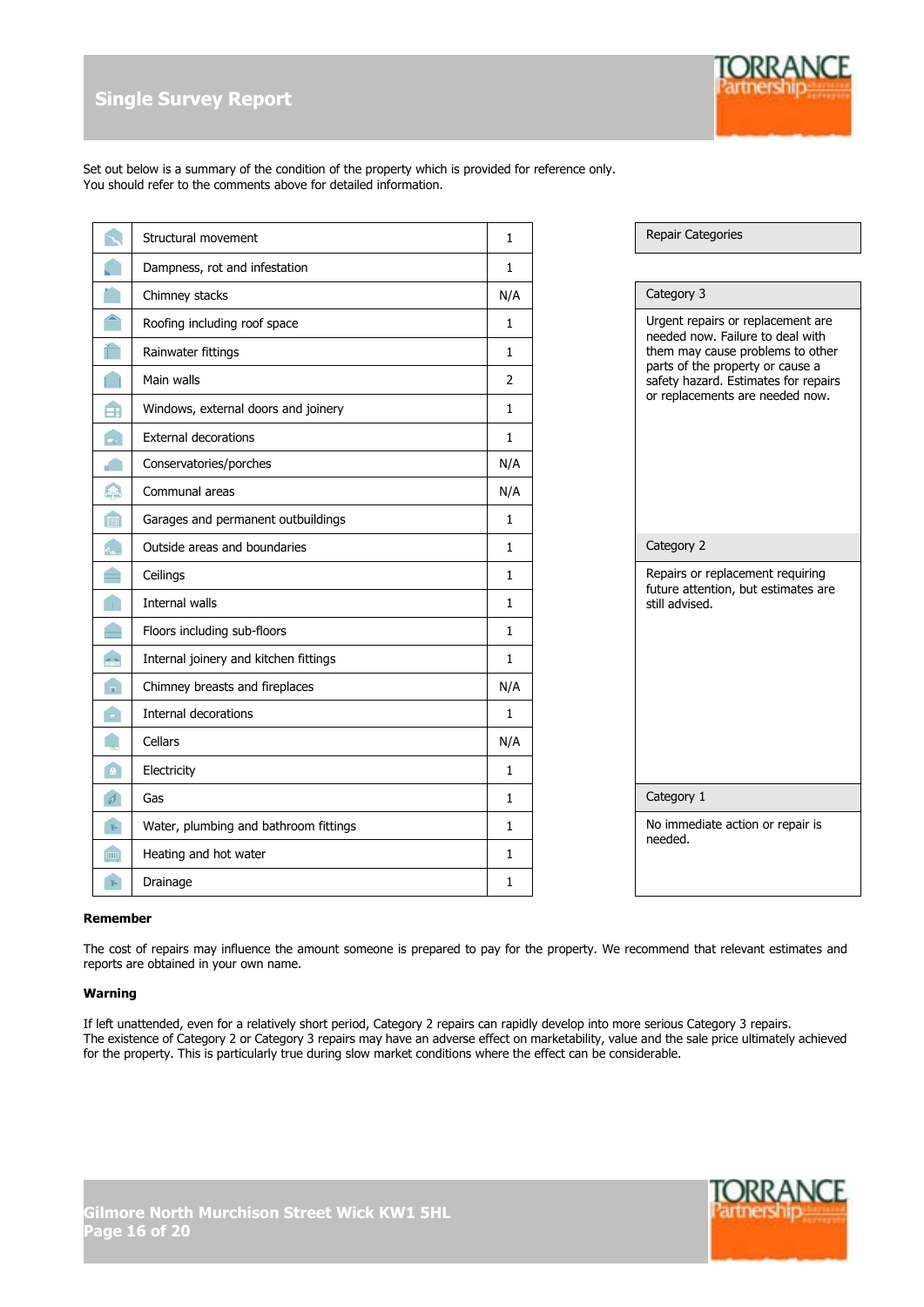Set out below is a summary of the condition of the property which is provided for reference only.
You should refer to the comments above for detailed information.

| Element | Category |
|---|---|
| Structural movement | 1 |
| Dampness, rot and infestation | 1 |
| Chimney stacks | N/A |
| Roofing including roof space | 1 |
| Rainwater fittings | 1 |
| Main walls | 2 |
| Windows, external doors and joinery | 1 |
| External decorations | 1 |
| Conservatories/porches | N/A |
| Communal areas | N/A |
| Garages and permanent outbuildings | 1 |
| Outside areas and boundaries | 1 |
| Ceilings | 1 |
| Internal walls | 1 |
| Floors including sub-floors | 1 |
| Internal joinery and kitchen fittings | 1 |
| Chimney breasts and fireplaces | N/A |
| Internal decorations | 1 |
| Cellars | N/A |
| Electricity | 1 |
| Gas | 1 |
| Water, plumbing and bathroom fittings | 1 |
| Heating and hot water | 1 |
| Drainage | 1 |

| Repair Categories |
|---|
| **Category 3** |
| Urgent repairs or replacement are needed now. Failure to deal with them may cause problems to other parts of the property or cause a safety hazard. Estimates for repairs or replacements are needed now. |
| **Category 2** |
| Repairs or replacement requiring future attention, but estimates are still advised. |
| **Category 1** |
| No immediate action or repair is needed. |

**Remember**

The cost of repairs may influence the amount someone is prepared to pay for the property. We recommend that relevant estimates and reports are obtained in your own name.

**Warning**

If left unattended, even for a relatively short period, Category 2 repairs can rapidly develop into more serious Category 3 repairs.
The existence of Category 2 or Category 3 repairs may have an adverse effect on marketability, value and the sale price ultimately achieved for the property. This is particularly true during slow market conditions where the effect can be considerable.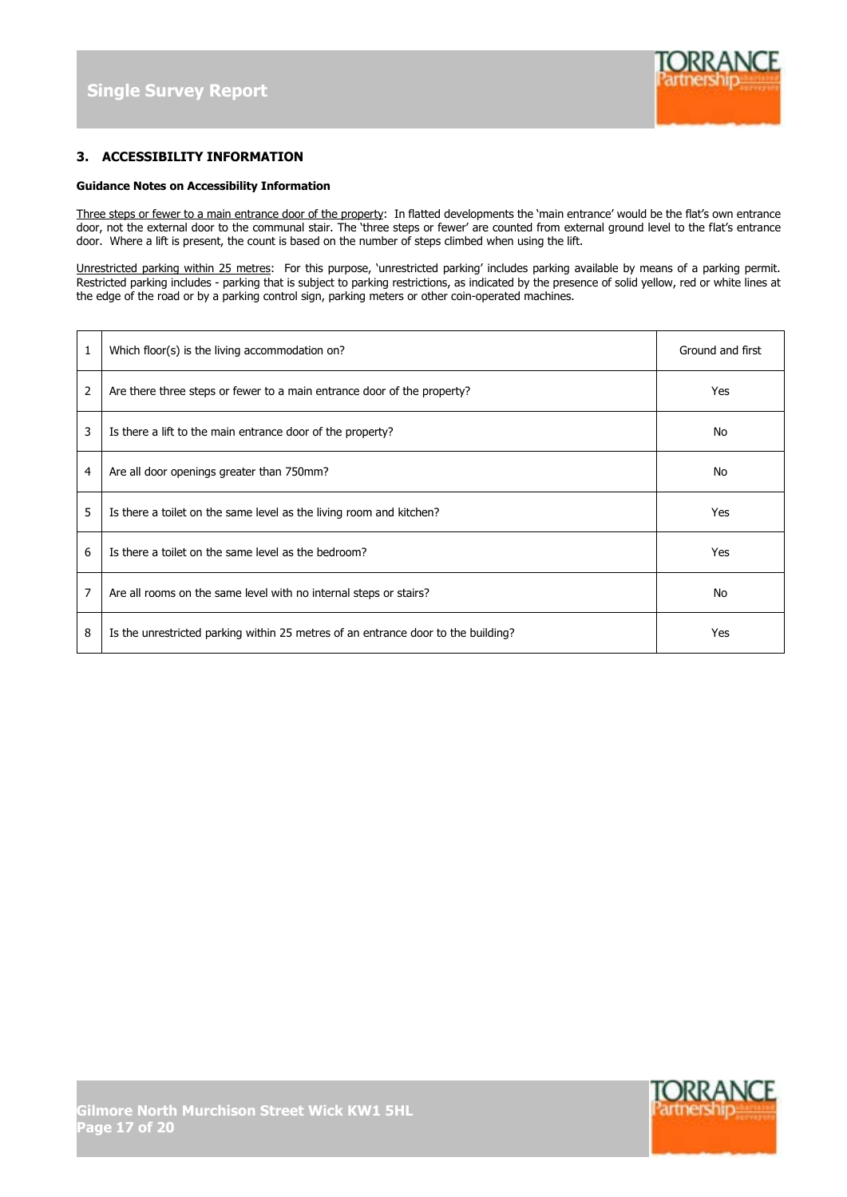## 3. ACCESSIBILITY INFORMATION

**Guidance Notes on Accessibility Information**

Three steps or fewer to a main entrance door of the property: In flatted developments the 'main entrance' would be the flat's own entrance door, not the external door to the communal stair. The 'three steps or fewer' are counted from external ground level to the flat's entrance door. Where a lift is present, the count is based on the number of steps climbed when using the lift.

Unrestricted parking within 25 metres: For this purpose, 'unrestricted parking' includes parking available by means of a parking permit. Restricted parking includes - parking that is subject to parking restrictions, as indicated by the presence of solid yellow, red or white lines at the edge of the road or by a parking control sign, parking meters or other coin-operated machines.

| | | |
|---|---|---|
| 1 | Which floor(s) is the living accommodation on? | Ground and first |
| 2 | Are there three steps or fewer to a main entrance door of the property? | Yes |
| 3 | Is there a lift to the main entrance door of the property? | No |
| 4 | Are all door openings greater than 750mm? | No |
| 5 | Is there a toilet on the same level as the living room and kitchen? | Yes |
| 6 | Is there a toilet on the same level as the bedroom? | Yes |
| 7 | Are all rooms on the same level with no internal steps or stairs? | No |
| 8 | Is the unrestricted parking within 25 metres of an entrance door to the building? | Yes |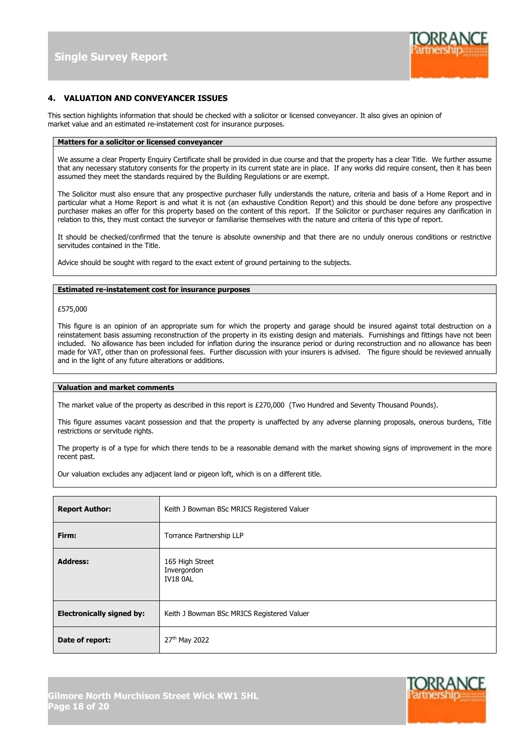## 4. VALUATION AND CONVEYANCER ISSUES

This section highlights information that should be checked with a solicitor or licensed conveyancer. It also gives an opinion of market value and an estimated re-instatement cost for insurance purposes.

### Matters for a solicitor or licensed conveyancer

We assume a clear Property Enquiry Certificate shall be provided in due course and that the property has a clear Title. We further assume that any necessary statutory consents for the property in its current state are in place. If any works did require consent, then it has been assumed they meet the standards required by the Building Regulations or are exempt.

The Solicitor must also ensure that any prospective purchaser fully understands the nature, criteria and basis of a Home Report and in particular what a Home Report is and what it is not (an exhaustive Condition Report) and this should be done before any prospective purchaser makes an offer for this property based on the content of this report. If the Solicitor or purchaser requires any clarification in relation to this, they must contact the surveyor or familiarise themselves with the nature and criteria of this type of report.

It should be checked/confirmed that the tenure is absolute ownership and that there are no unduly onerous conditions or restrictive servitudes contained in the Title.

Advice should be sought with regard to the exact extent of ground pertaining to the subjects.

### Estimated re-instatement cost for insurance purposes

£575,000

This figure is an opinion of an appropriate sum for which the property and garage should be insured against total destruction on a reinstatement basis assuming reconstruction of the property in its existing design and materials. Furnishings and fittings have not been included. No allowance has been included for inflation during the insurance period or during reconstruction and no allowance has been made for VAT, other than on professional fees. Further discussion with your insurers is advised. The figure should be reviewed annually and in the light of any future alterations or additions.

### Valuation and market comments

The market value of the property as described in this report is £270,000 (Two Hundred and Seventy Thousand Pounds).

This figure assumes vacant possession and that the property is unaffected by any adverse planning proposals, onerous burdens, Title restrictions or servitude rights.

The property is of a type for which there tends to be a reasonable demand with the market showing signs of improvement in the more recent past.

Our valuation excludes any adjacent land or pigeon loft, which is on a different title.

| | |
|---|---|
| **Report Author:** | Keith J Bowman BSc MRICS Registered Valuer |
| **Firm:** | Torrance Partnership LLP |
| **Address:** | 165 High Street<br>Invergordon<br>IV18 0AL |
| **Electronically signed by:** | Keith J Bowman BSc MRICS Registered Valuer |
| **Date of report:** | 27th May 2022 |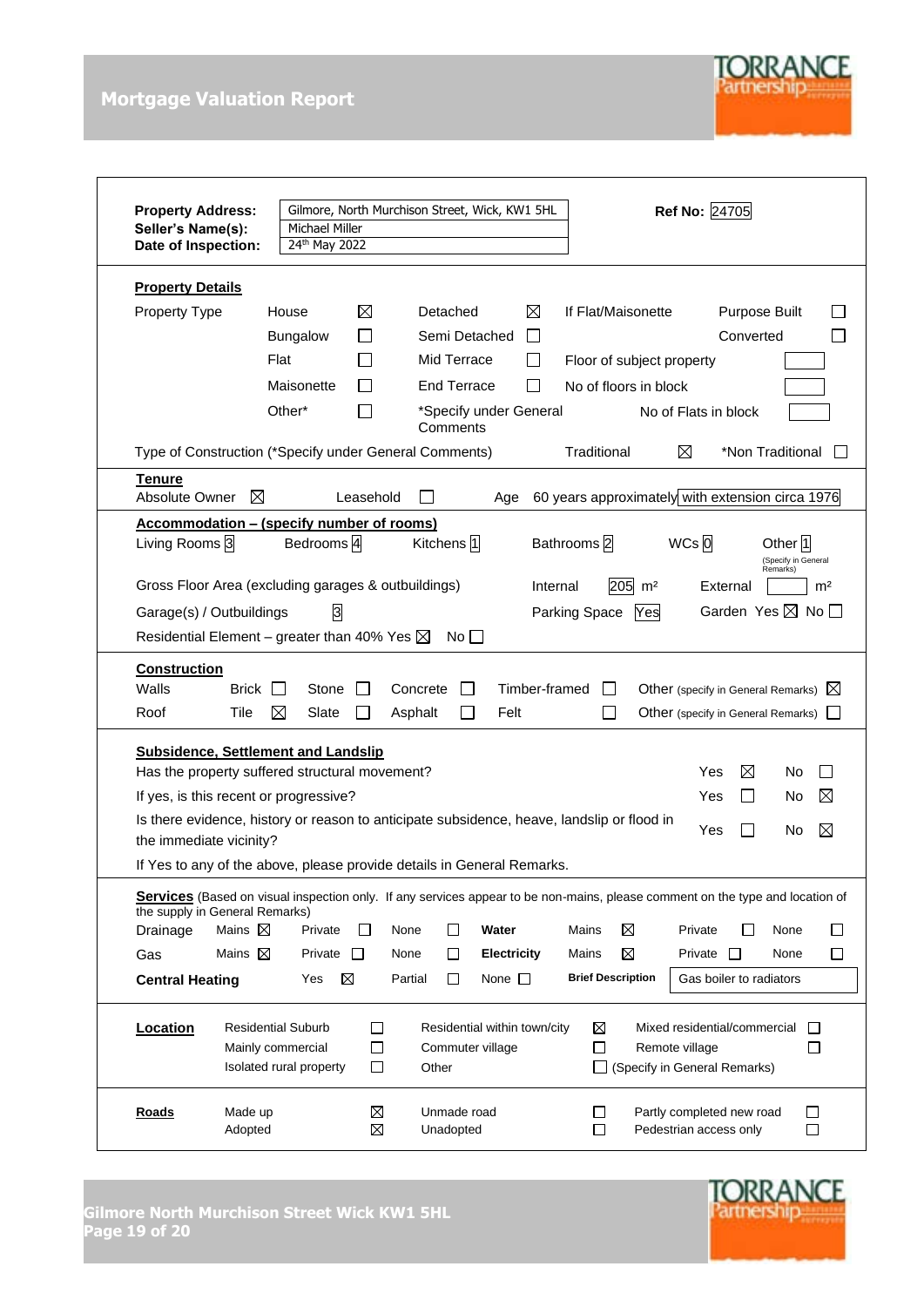# Mortgage Valuation Report

| | | | |
|---|---|---|---|
| **Property Address:** | Gilmore, North Murchison Street, Wick, KW1 5HL | **Ref No:** | 24705 |
| **Seller's Name(s):** | Michael Miller | | |
| **Date of Inspection:** | 24th May 2022 | | |

## Property Details

| Property Type | | | | | If Flat/Maisonette | |
|---|---|---|---|---|---|---|
| | House | ☒ | Detached | ☒ | Purpose Built | ☐ |
| | Bungalow | ☐ | Semi Detached | ☐ | Converted | ☐ |
| | Flat | ☐ | Mid Terrace | ☐ | Floor of subject property | |
| | Maisonette | ☐ | End Terrace | ☐ | No of floors in block | |
| | Other* | ☐ | *Specify under General Comments | | No of Flats in block | |

Type of Construction (*Specify under General Comments) Traditional ☒ *Non Traditional ☐

## Tenure

Absolute Owner ☒ Leasehold ☐ Age 60 years approximately with extension circa 1976

## Accommodation – (specify number of rooms)

Living Rooms 3 Bedrooms 4 Kitchens 1 Bathrooms 2 WCs 0 Other 1 (Specify in General Remarks)

Gross Floor Area (excluding garages & outbuildings) Internal 205 m² External m²

Garage(s) / Outbuildings 3 Parking Space Yes Garden Yes ☒ No ☐

Residential Element – greater than 40% Yes ☒ No ☐

## Construction

| | | | | | | | | | | |
|---|---|---|---|---|---|---|---|---|---|---|
| Walls | Brick ☐ | Stone ☐ | Concrete ☐ | Timber-framed ☐ | Other (specify in General Remarks) ☒ |
| Roof | Tile ☒ | Slate ☐ | Asphalt ☐ | Felt ☐ | Other (specify in General Remarks) ☐ |

## Subsidence, Settlement and Landslip

| | Yes | No |
|---|---|---|
| Has the property suffered structural movement? | ☒ | ☐ |
| If yes, is this recent or progressive? | ☐ | ☒ |
| Is there evidence, history or reason to anticipate subsidence, heave, landslip or flood in the immediate vicinity? | ☐ | ☒ |

If Yes to any of the above, please provide details in General Remarks.

## Services

(Based on visual inspection only. If any services appear to be non-mains, please comment on the type and location of the supply in General Remarks)

| | Mains | Private | None | | Mains | Private | None |
|---|---|---|---|---|---|---|---|
| Drainage | ☒ | ☐ | ☐ | **Water** | ☒ | ☐ | ☐ |
| Gas | ☒ | ☐ | ☐ | **Electricity** | ☒ | ☐ | ☐ |

**Central Heating** Yes ☒ Partial ☐ None ☐ **Brief Description** Gas boiler to radiators

## Location

| | | | | | |
|---|---|---|---|---|---|
| Residential Suburb | ☐ | Residential within town/city | ☒ | Mixed residential/commercial | ☐ |
| Mainly commercial | ☐ | Commuter village | ☐ | Remote village | ☐ |
| Isolated rural property | ☐ | Other | ☐ | (Specify in General Remarks) | |

## Roads

| | | | | | |
|---|---|---|---|---|---|
| Made up | ☒ | Unmade road | ☐ | Partly completed new road | ☐ |
| Adopted | ☒ | Unadopted | ☐ | Pedestrian access only | ☐ |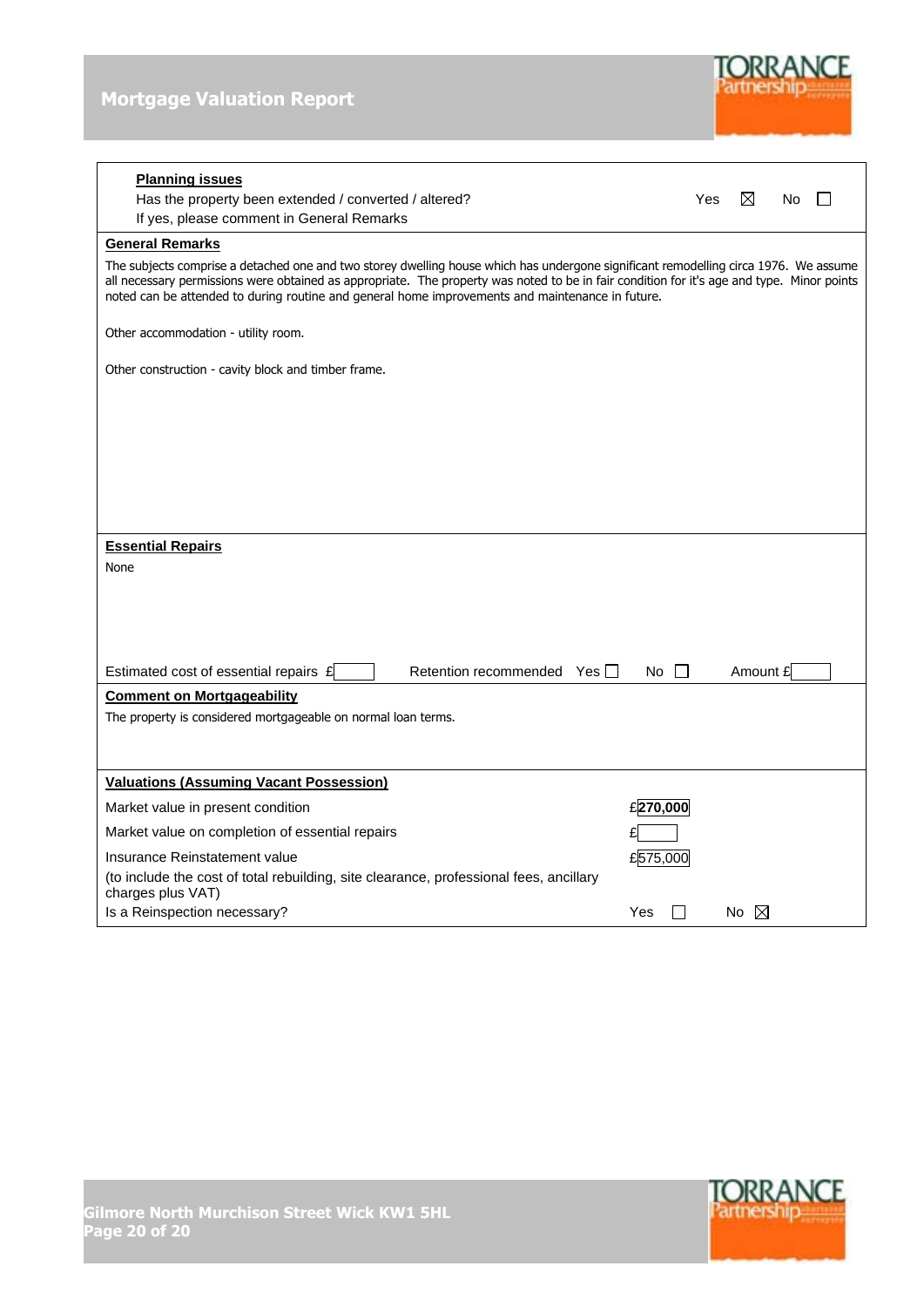**Planning issues**

Has the property been extended / converted / altered? Yes ☒ No ☐

If yes, please comment in General Remarks

**General Remarks**

The subjects comprise a detached one and two storey dwelling house which has undergone significant remodelling circa 1976. We assume all necessary permissions were obtained as appropriate. The property was noted to be in fair condition for it's age and type. Minor points noted can be attended to during routine and general home improvements and maintenance in future.

Other accommodation - utility room.

Other construction - cavity block and timber frame.

**Essential Repairs**

None

Estimated cost of essential repairs £ Retention recommended Yes ☐ No ☐ Amount £

**Comment on Mortgageability**

The property is considered mortgageable on normal loan terms.

**Valuations (Assuming Vacant Possession)**

| | |
|---|---|
| Market value in present condition | £**270,000** |
| Market value on completion of essential repairs | £ |
| Insurance Reinstatement value (to include the cost of total rebuilding, site clearance, professional fees, ancillary charges plus VAT) | £575,000 |
| Is a Reinspection necessary? | Yes ☐ No ☒ |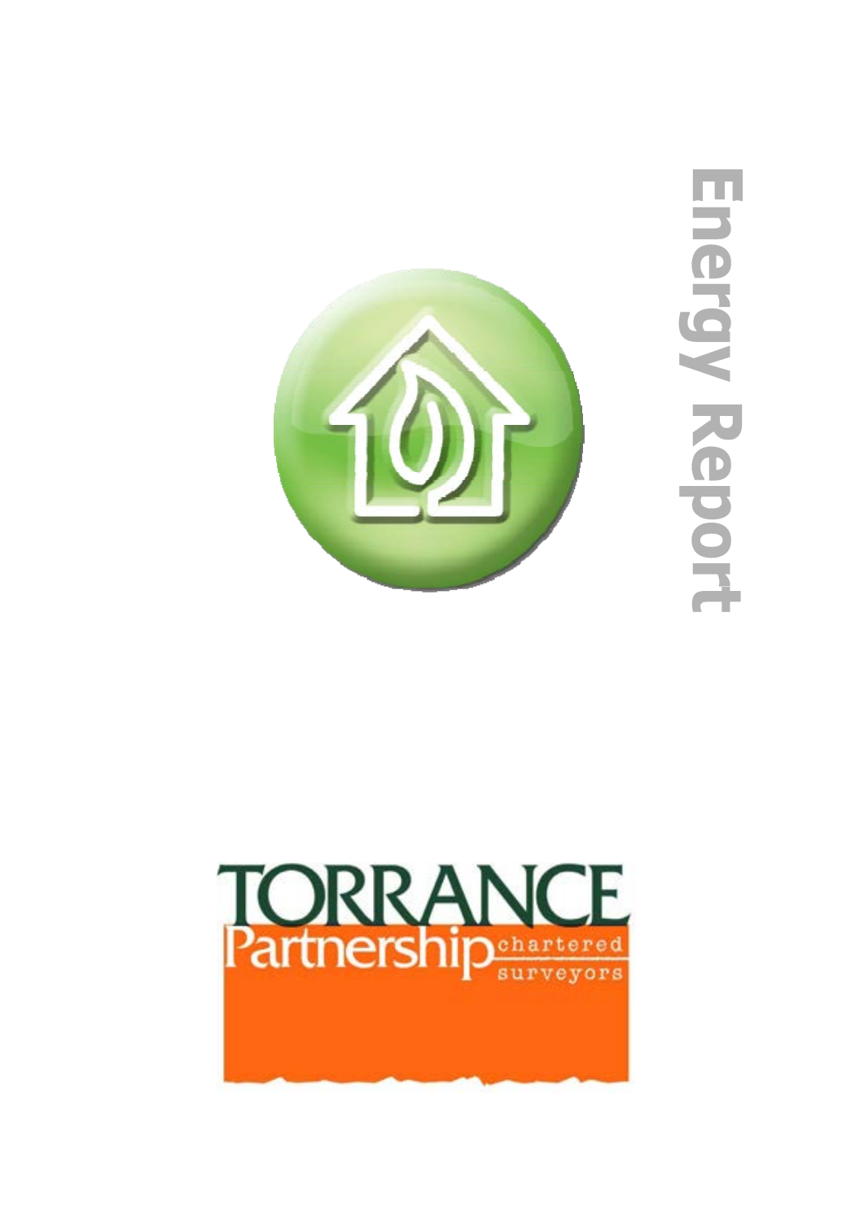# Energy Report

TORRANCE Partnership chartered surveyors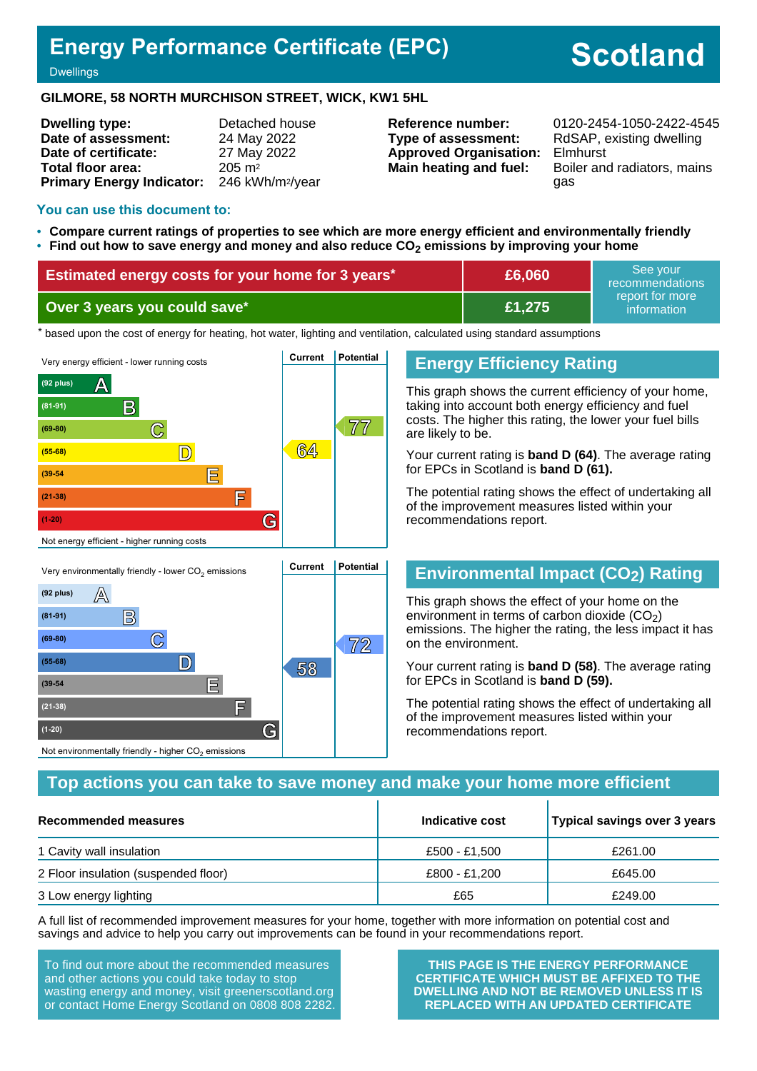# Energy Performance Certificate (EPC)

Dwellings

**Scotland**

**GILMORE, 58 NORTH MURCHISON STREET, WICK, KW1 5HL**

| | |
|---|---|
| **Dwelling type:** | Detached house |
| **Date of assessment:** | 24 May 2022 |
| **Date of certificate:** | 27 May 2022 |
| **Total floor area:** | 205 $m^2$ |
| **Primary Energy Indicator:** | 246 kWh/$m^2$/year |
| **Reference number:** | 0120-2454-1050-2422-4545 |
| **Type of assessment:** | RdSAP, existing dwelling |
| **Approved Organisation:** | Elmhurst |
| **Main heating and fuel:** | Boiler and radiators, mains gas |

## You can use this document to:

- **Compare current ratings of properties to see which are more energy efficient and environmentally friendly**
- **Find out how to save energy and money and also reduce $CO_2$ emissions by improving your home**

| | | |
|---|---|---|
| **Estimated energy costs for your home for 3 years*** | **£6,060** | See your recommendations report for more information |
| **Over 3 years you could save*** | **£1,275** | |

\* based upon the cost of energy for heating, hot water, lighting and ventilation, calculated using standard assumptions

Very energy efficient - lower running costs

| Band | Current | Potential |
|---|---|---|
| (92 plus) A | | |
| (81-91) B | | |
| (69-80) C | | 77 |
| (55-68) D | 64 | |
| (39-54) E | | |
| (21-38) F | | |
| (1-20) G | | |

Not energy efficient - higher running costs

## Energy Efficiency Rating

This graph shows the current efficiency of your home, taking into account both energy efficiency and fuel costs. The higher this rating, the lower your fuel bills are likely to be.

Your current rating is **band D (64)**. The average rating for EPCs in Scotland is **band D (61).**

The potential rating shows the effect of undertaking all of the improvement measures listed within your recommendations report.

Very environmentally friendly - lower $CO_2$ emissions

| Band | Current | Potential |
|---|---|---|
| (92 plus) A | | |
| (81-91) B | | |
| (69-80) C | | 72 |
| (55-68) D | 58 | |
| (39-54) E | | |
| (21-38) F | | |
| (1-20) G | | |

Not environmentally friendly - higher $CO_2$ emissions

## Environmental Impact ($CO_2$) Rating

This graph shows the effect of your home on the environment in terms of carbon dioxide ($CO_2$) emissions. The higher the rating, the less impact it has on the environment.

Your current rating is **band D (58)**. The average rating for EPCs in Scotland is **band D (59).**

The potential rating shows the effect of undertaking all of the improvement measures listed within your recommendations report.

## Top actions you can take to save money and make your home more efficient

| Recommended measures | Indicative cost | Typical savings over 3 years |
|---|---|---|
| 1 Cavity wall insulation | £500 - £1,500 | £261.00 |
| 2 Floor insulation (suspended floor) | £800 - £1,200 | £645.00 |
| 3 Low energy lighting | £65 | £249.00 |

A full list of recommended improvement measures for your home, together with more information on potential cost and savings and advice to help you carry out improvements can be found in your recommendations report.

To find out more about the recommended measures and other actions you could take today to stop wasting energy and money, visit greenerscotland.org or contact Home Energy Scotland on 0808 808 2282.

**THIS PAGE IS THE ENERGY PERFORMANCE CERTIFICATE WHICH MUST BE AFFIXED TO THE DWELLING AND NOT BE REMOVED UNLESS IT IS REPLACED WITH AN UPDATED CERTIFICATE**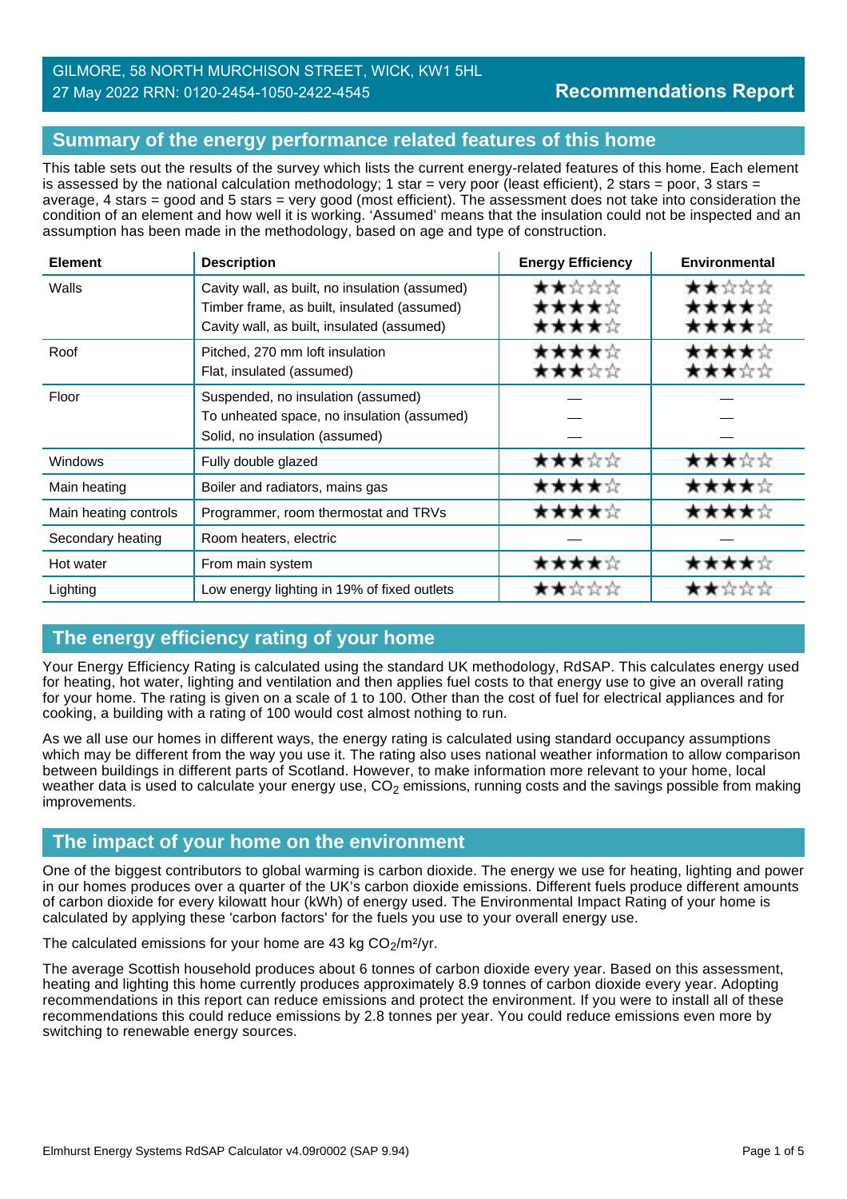GILMORE, 58 NORTH MURCHISON STREET, WICK, KW1 5HL
27 May 2022 RRN: 0120-2454-1050-2422-4545

**Recommendations Report**

## Summary of the energy performance related features of this home

This table sets out the results of the survey which lists the current energy-related features of this home. Each element is assessed by the national calculation methodology; 1 star = very poor (least efficient), 2 stars = poor, 3 stars = average, 4 stars = good and 5 stars = very good (most efficient). The assessment does not take into consideration the condition of an element and how well it is working. 'Assumed' means that the insulation could not be inspected and an assumption has been made in the methodology, based on age and type of construction.

| Element | Description | Energy Efficiency | Environmental |
|---|---|---|---|
| Walls | Cavity wall, as built, no insulation (assumed)<br>Timber frame, as built, insulated (assumed)<br>Cavity wall, as built, insulated (assumed) | ★★☆☆☆<br>★★★★☆<br>★★★★☆ | ★★☆☆☆<br>★★★★☆<br>★★★★☆ |
| Roof | Pitched, 270 mm loft insulation<br>Flat, insulated (assumed) | ★★★★☆<br>★★★☆☆ | ★★★★☆<br>★★★☆☆ |
| Floor | Suspended, no insulation (assumed)<br>To unheated space, no insulation (assumed)<br>Solid, no insulation (assumed) | —<br>—<br>— | —<br>—<br>— |
| Windows | Fully double glazed | ★★★☆☆ | ★★★☆☆ |
| Main heating | Boiler and radiators, mains gas | ★★★★☆ | ★★★★☆ |
| Main heating controls | Programmer, room thermostat and TRVs | ★★★★☆ | ★★★★☆ |
| Secondary heating | Room heaters, electric | — | — |
| Hot water | From main system | ★★★★☆ | ★★★★☆ |
| Lighting | Low energy lighting in 19% of fixed outlets | ★★☆☆☆ | ★★☆☆☆ |

## The energy efficiency rating of your home

Your Energy Efficiency Rating is calculated using the standard UK methodology, RdSAP. This calculates energy used for heating, hot water, lighting and ventilation and then applies fuel costs to that energy use to give an overall rating for your home. The rating is given on a scale of 1 to 100. Other than the cost of fuel for electrical appliances and for cooking, a building with a rating of 100 would cost almost nothing to run.

As we all use our homes in different ways, the energy rating is calculated using standard occupancy assumptions which may be different from the way you use it. The rating also uses national weather information to allow comparison between buildings in different parts of Scotland. However, to make information more relevant to your home, local weather data is used to calculate your energy use, $CO_2$ emissions, running costs and the savings possible from making improvements.

## The impact of your home on the environment

One of the biggest contributors to global warming is carbon dioxide. The energy we use for heating, lighting and power in our homes produces over a quarter of the UK's carbon dioxide emissions. Different fuels produce different amounts of carbon dioxide for every kilowatt hour (kWh) of energy used. The Environmental Impact Rating of your home is calculated by applying these 'carbon factors' for the fuels you use to your overall energy use.

The calculated emissions for your home are 43 kg $CO_2$/m²/yr.

The average Scottish household produces about 6 tonnes of carbon dioxide every year. Based on this assessment, heating and lighting this home currently produces approximately 8.9 tonnes of carbon dioxide every year. Adopting recommendations in this report can reduce emissions and protect the environment. If you were to install all of these recommendations this could reduce emissions by 2.8 tonnes per year. You could reduce emissions even more by switching to renewable energy sources.

Elmhurst Energy Systems RdSAP Calculator v4.09r0002 (SAP 9.94)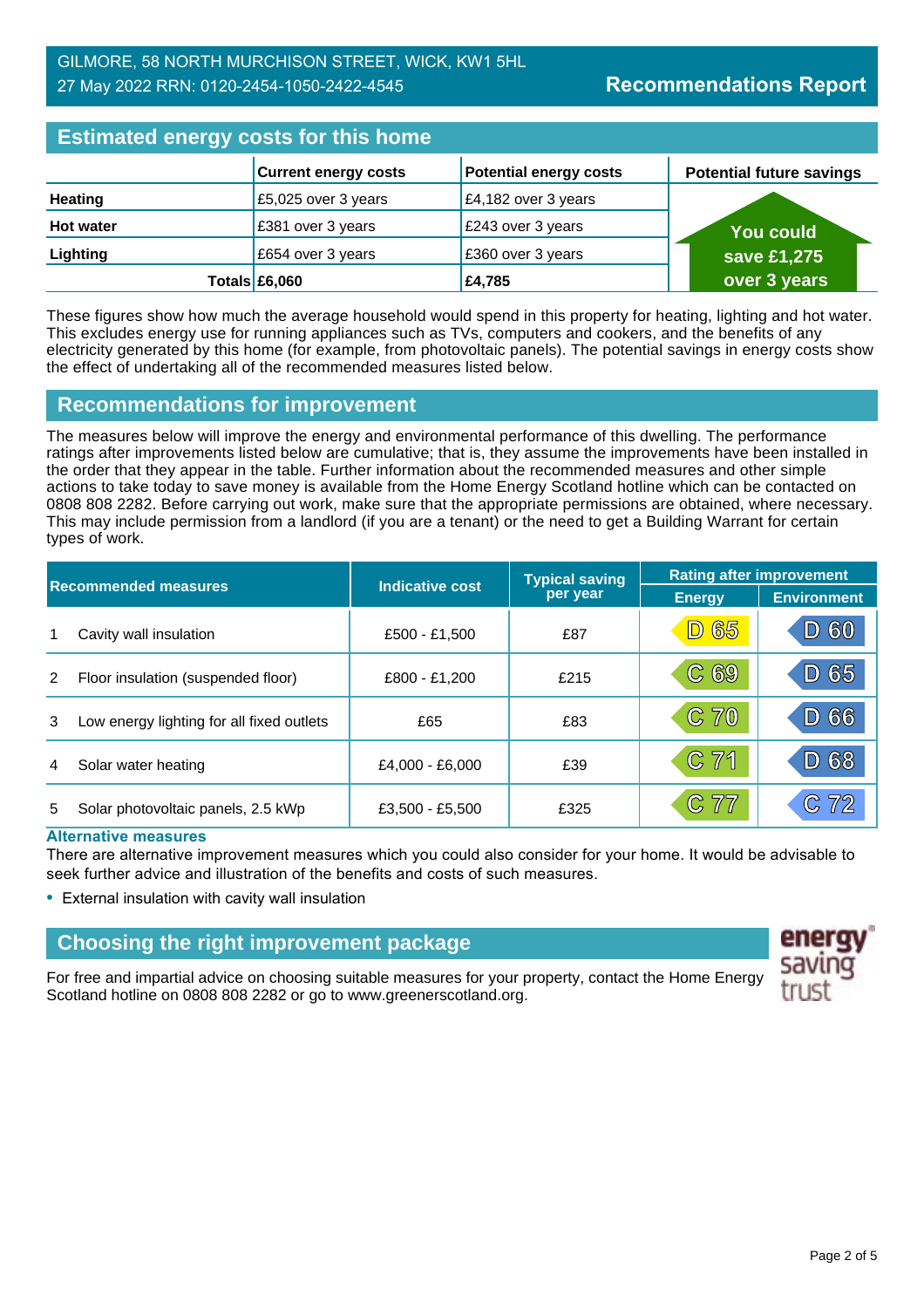GILMORE, 58 NORTH MURCHISON STREET, WICK, KW1 5HL
27 May 2022 RRN: 0120-2454-1050-2422-4545

**Recommendations Report**

## Estimated energy costs for this home

| | Current energy costs | Potential energy costs | Potential future savings |
|---|---|---|---|
| **Heating** | £5,025 over 3 years | £4,182 over 3 years | You could save £1,275 over 3 years |
| **Hot water** | £381 over 3 years | £243 over 3 years | |
| **Lighting** | £654 over 3 years | £360 over 3 years | |
| **Totals** | **£6,060** | **£4,785** | |

These figures show how much the average household would spend in this property for heating, lighting and hot water. This excludes energy use for running appliances such as TVs, computers and cookers, and the benefits of any electricity generated by this home (for example, from photovoltaic panels). The potential savings in energy costs show the effect of undertaking all of the recommended measures listed below.

## Recommendations for improvement

The measures below will improve the energy and environmental performance of this dwelling. The performance ratings after improvements listed below are cumulative; that is, they assume the improvements have been installed in the order that they appear in the table. Further information about the recommended measures and other simple actions to take today to save money is available from the Home Energy Scotland hotline which can be contacted on 0808 808 2282. Before carrying out work, make sure that the appropriate permissions are obtained, where necessary. This may include permission from a landlord (if you are a tenant) or the need to get a Building Warrant for certain types of work.

| | Recommended measures | Indicative cost | Typical saving per year | Rating after improvement | |
|---|---|---|---|---|---|
| | | | | Energy | Environment |
| 1 | Cavity wall insulation | £500 - £1,500 | £87 | D 65 | D 60 |
| 2 | Floor insulation (suspended floor) | £800 - £1,200 | £215 | C 69 | D 65 |
| 3 | Low energy lighting for all fixed outlets | £65 | £83 | C 70 | D 66 |
| 4 | Solar water heating | £4,000 - £6,000 | £39 | C 71 | D 68 |
| 5 | Solar photovoltaic panels, 2.5 kWp | £3,500 - £5,500 | £325 | C 77 | C 72 |

### Alternative measures

There are alternative improvement measures which you could also consider for your home. It would be advisable to seek further advice and illustration of the benefits and costs of such measures.

- External insulation with cavity wall insulation

## Choosing the right improvement package

For free and impartial advice on choosing suitable measures for your property, contact the Home Energy Scotland hotline on 0808 808 2282 or go to www.greenerscotland.org.

energy saving trust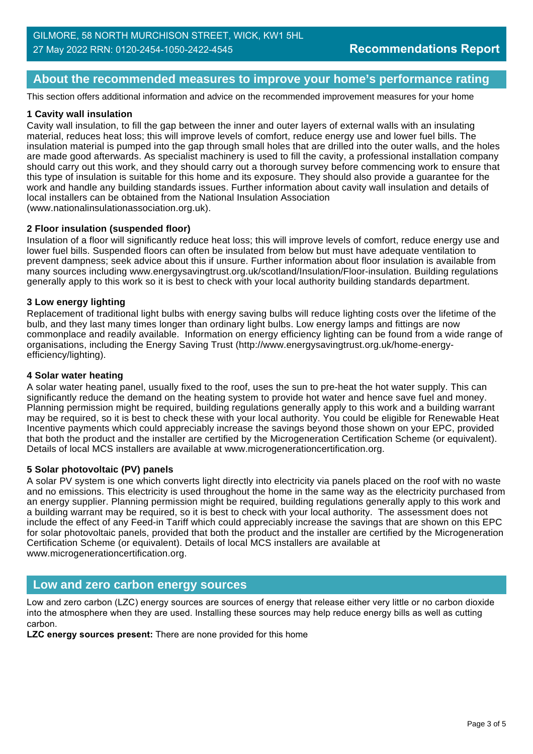## About the recommended measures to improve your home's performance rating

This section offers additional information and advice on the recommended improvement measures for your home

**1 Cavity wall insulation**

Cavity wall insulation, to fill the gap between the inner and outer layers of external walls with an insulating material, reduces heat loss; this will improve levels of comfort, reduce energy use and lower fuel bills. The insulation material is pumped into the gap through small holes that are drilled into the outer walls, and the holes are made good afterwards. As specialist machinery is used to fill the cavity, a professional installation company should carry out this work, and they should carry out a thorough survey before commencing work to ensure that this type of insulation is suitable for this home and its exposure. They should also provide a guarantee for the work and handle any building standards issues. Further information about cavity wall insulation and details of local installers can be obtained from the National Insulation Association (www.nationalinsulationassociation.org.uk).

**2 Floor insulation (suspended floor)**

Insulation of a floor will significantly reduce heat loss; this will improve levels of comfort, reduce energy use and lower fuel bills. Suspended floors can often be insulated from below but must have adequate ventilation to prevent dampness; seek advice about this if unsure. Further information about floor insulation is available from many sources including www.energysavingtrust.org.uk/scotland/Insulation/Floor-insulation. Building regulations generally apply to this work so it is best to check with your local authority building standards department.

**3 Low energy lighting**

Replacement of traditional light bulbs with energy saving bulbs will reduce lighting costs over the lifetime of the bulb, and they last many times longer than ordinary light bulbs. Low energy lamps and fittings are now commonplace and readily available. Information on energy efficiency lighting can be found from a wide range of organisations, including the Energy Saving Trust (http://www.energysavingtrust.org.uk/home-energy-efficiency/lighting).

**4 Solar water heating**

A solar water heating panel, usually fixed to the roof, uses the sun to pre-heat the hot water supply. This can significantly reduce the demand on the heating system to provide hot water and hence save fuel and money. Planning permission might be required, building regulations generally apply to this work and a building warrant may be required, so it is best to check these with your local authority. You could be eligible for Renewable Heat Incentive payments which could appreciably increase the savings beyond those shown on your EPC, provided that both the product and the installer are certified by the Microgeneration Certification Scheme (or equivalent). Details of local MCS installers are available at www.microgenerationcertification.org.

**5 Solar photovoltaic (PV) panels**

A solar PV system is one which converts light directly into electricity via panels placed on the roof with no waste and no emissions. This electricity is used throughout the home in the same way as the electricity purchased from an energy supplier. Planning permission might be required, building regulations generally apply to this work and a building warrant may be required, so it is best to check with your local authority. The assessment does not include the effect of any Feed-in Tariff which could appreciably increase the savings that are shown on this EPC for solar photovoltaic panels, provided that both the product and the installer are certified by the Microgeneration Certification Scheme (or equivalent). Details of local MCS installers are available at www.microgenerationcertification.org.

## Low and zero carbon energy sources

Low and zero carbon (LZC) energy sources are sources of energy that release either very little or no carbon dioxide into the atmosphere when they are used. Installing these sources may help reduce energy bills as well as cutting carbon.

**LZC energy sources present:** There are none provided for this home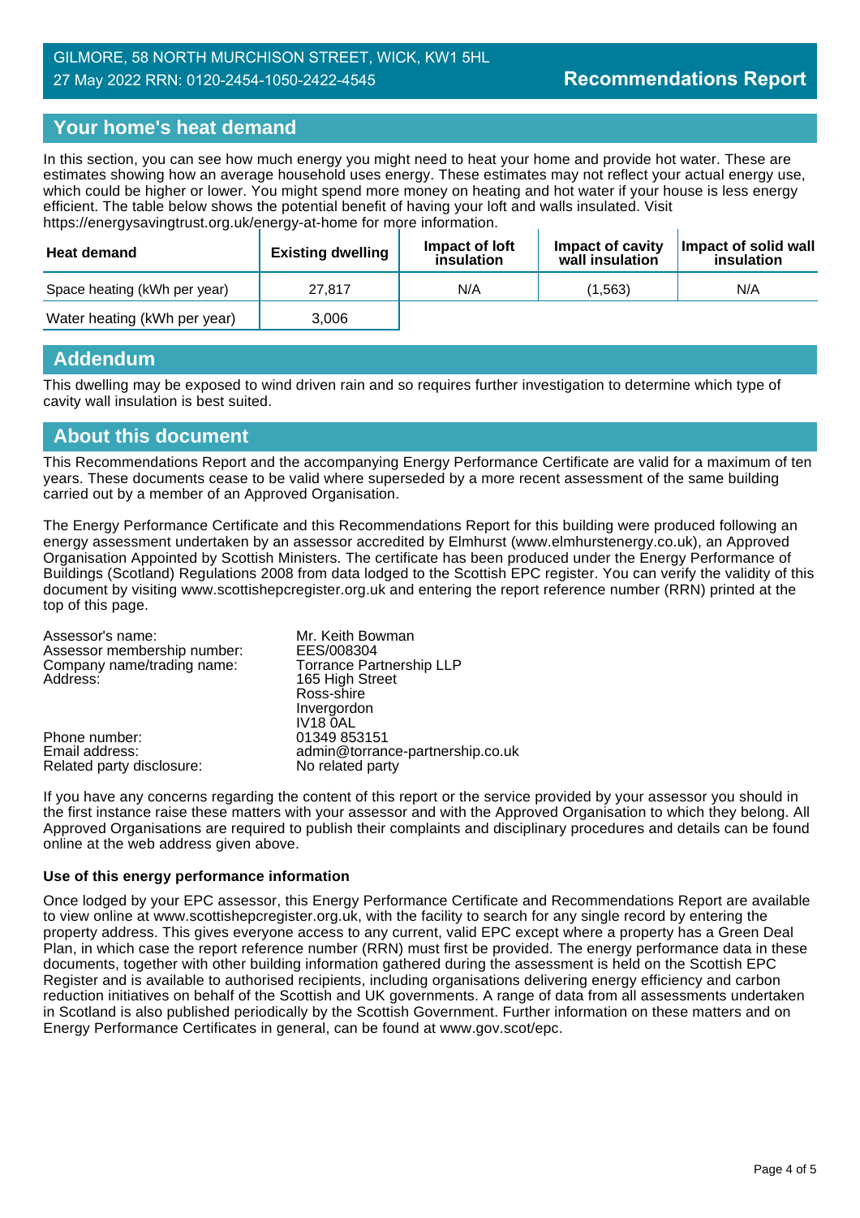GILMORE, 58 NORTH MURCHISON STREET, WICK, KW1 5HL
27 May 2022 RRN: 0120-2454-1050-2422-4545

**Recommendations Report**

## Your home's heat demand

In this section, you can see how much energy you might need to heat your home and provide hot water. These are estimates showing how an average household uses energy. These estimates may not reflect your actual energy use, which could be higher or lower. You might spend more money on heating and hot water if your house is less energy efficient. The table below shows the potential benefit of having your loft and walls insulated. Visit https://energysavingtrust.org.uk/energy-at-home for more information.

| Heat demand | Existing dwelling | Impact of loft insulation | Impact of cavity wall insulation | Impact of solid wall insulation |
|---|---|---|---|---|
| Space heating (kWh per year) | 27,817 | N/A | (1,563) | N/A |
| Water heating (kWh per year) | 3,006 | | | |

## Addendum

This dwelling may be exposed to wind driven rain and so requires further investigation to determine which type of cavity wall insulation is best suited.

## About this document

This Recommendations Report and the accompanying Energy Performance Certificate are valid for a maximum of ten years. These documents cease to be valid where superseded by a more recent assessment of the same building carried out by a member of an Approved Organisation.

The Energy Performance Certificate and this Recommendations Report for this building were produced following an energy assessment undertaken by an assessor accredited by Elmhurst (www.elmhurstenergy.co.uk), an Approved Organisation Appointed by Scottish Ministers. The certificate has been produced under the Energy Performance of Buildings (Scotland) Regulations 2008 from data lodged to the Scottish EPC register. You can verify the validity of this document by visiting www.scottishepcregister.org.uk and entering the report reference number (RRN) printed at the top of this page.

| | |
|---|---|
| Assessor's name: | Mr. Keith Bowman |
| Assessor membership number: | EES/008304 |
| Company name/trading name: | Torrance Partnership LLP |
| Address: | 165 High Street<br>Ross-shire<br>Invergordon<br>IV18 0AL |
| Phone number: | 01349 853151 |
| Email address: | admin@torrance-partnership.co.uk |
| Related party disclosure: | No related party |

If you have any concerns regarding the content of this report or the service provided by your assessor you should in the first instance raise these matters with your assessor and with the Approved Organisation to which they belong. All Approved Organisations are required to publish their complaints and disciplinary procedures and details can be found online at the web address given above.

### Use of this energy performance information

Once lodged by your EPC assessor, this Energy Performance Certificate and Recommendations Report are available to view online at www.scottishepcregister.org.uk, with the facility to search for any single record by entering the property address. This gives everyone access to any current, valid EPC except where a property has a Green Deal Plan, in which case the report reference number (RRN) must first be provided. The energy performance data in these documents, together with other building information gathered during the assessment is held on the Scottish EPC Register and is available to authorised recipients, including organisations delivering energy efficiency and carbon reduction initiatives on behalf of the Scottish and UK governments. A range of data from all assessments undertaken in Scotland is also published periodically by the Scottish Government. Further information on these matters and on Energy Performance Certificates in general, can be found at www.gov.scot/epc.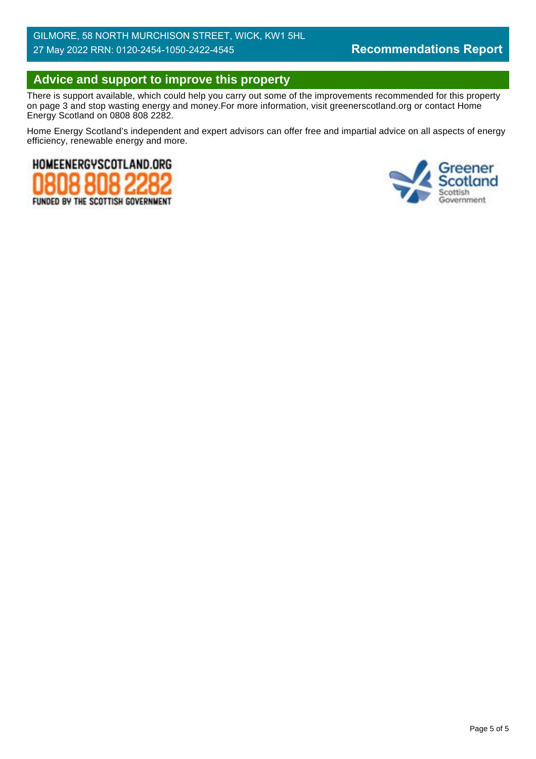GILMORE, 58 NORTH MURCHISON STREET, WICK, KW1 5HL
27 May 2022 RRN: 0120-2454-1050-2422-4545

**Recommendations Report**

## Advice and support to improve this property

There is support available, which could help you carry out some of the improvements recommended for this property on page 3 and stop wasting energy and money.For more information, visit greenerscotland.org or contact Home Energy Scotland on 0808 808 2282.

Home Energy Scotland's independent and expert advisors can offer free and impartial advice on all aspects of energy efficiency, renewable energy and more.

HOMEENERGYSCOTLAND.ORG
0808 808 2282
FUNDED BY THE SCOTTISH GOVERNMENT

Greener Scotland
Scottish Government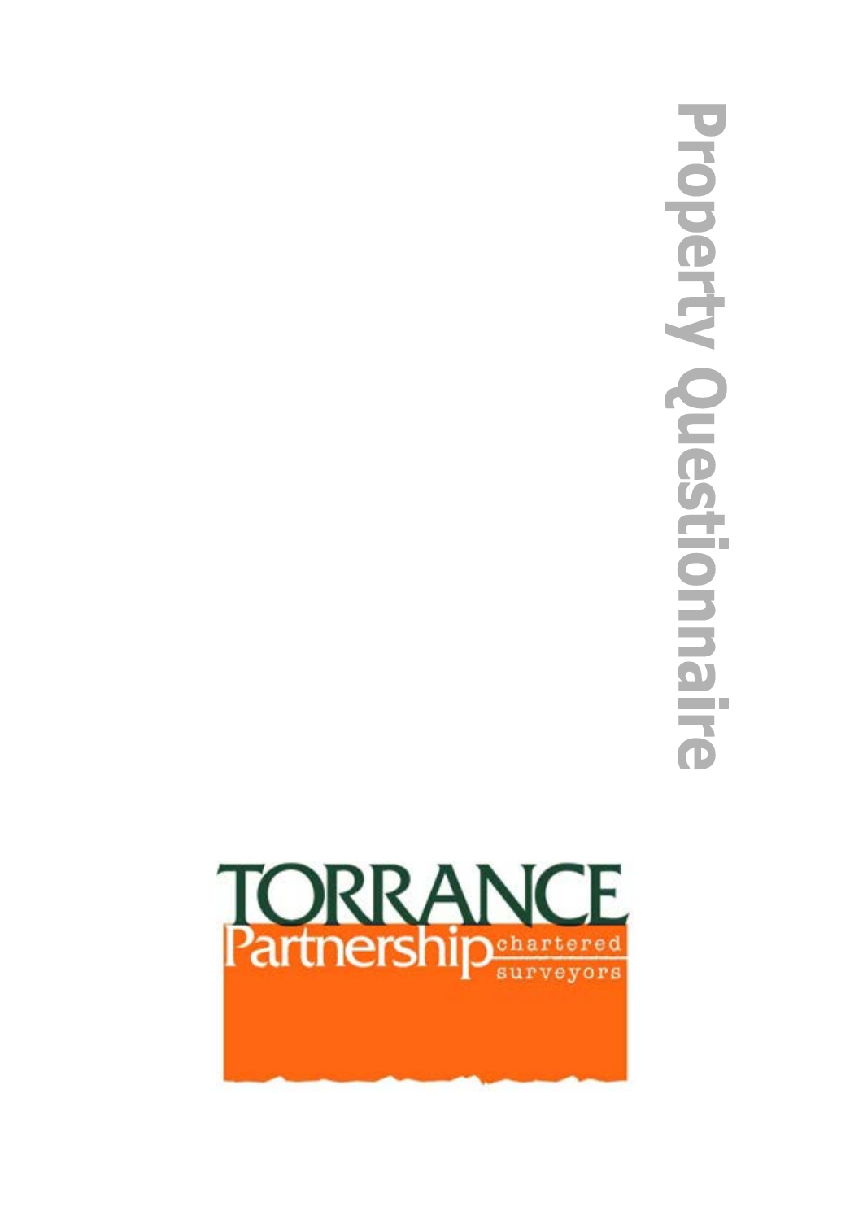# Property Questionnaire

TORRANCE
Partnership chartered surveyors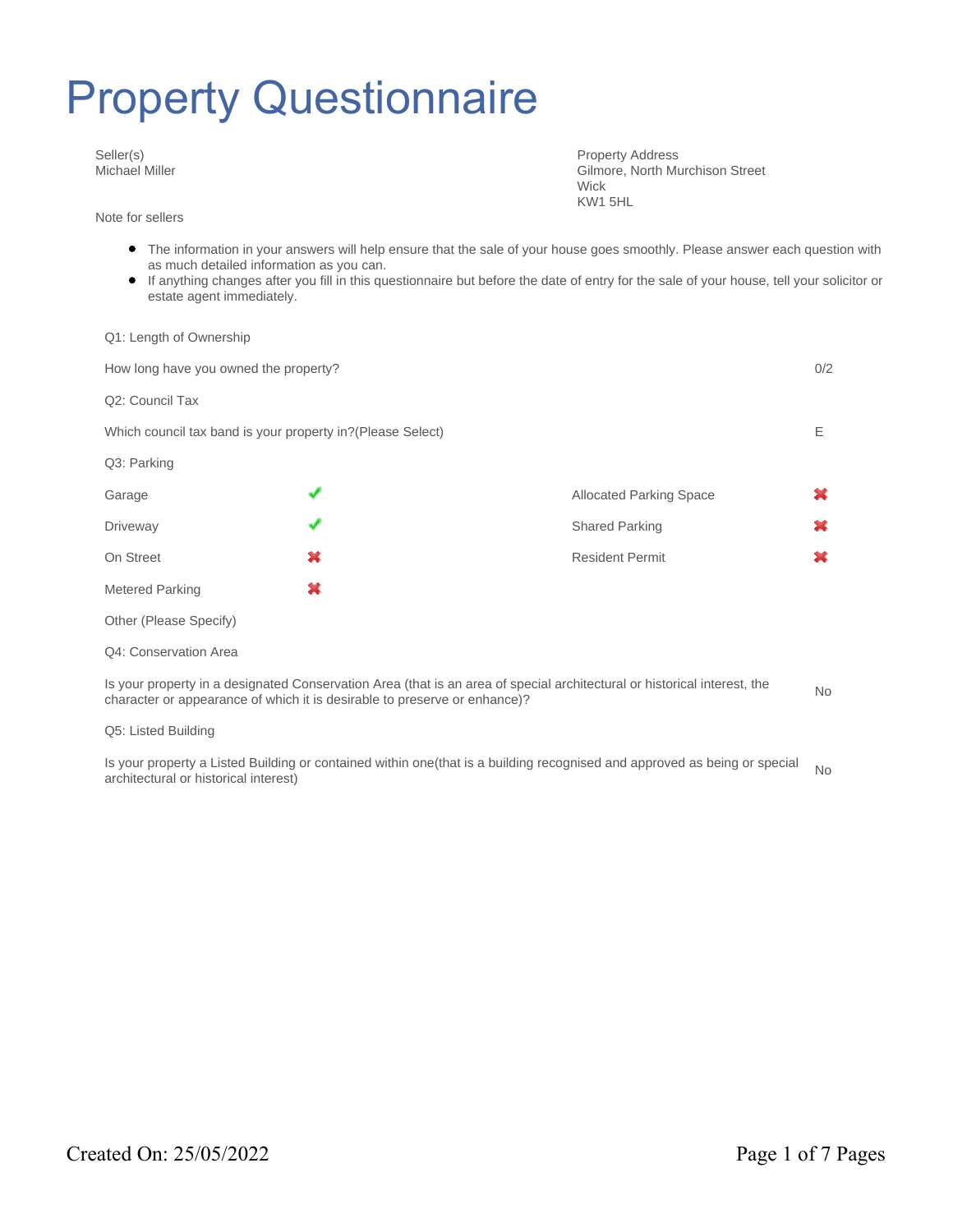# Property Questionnaire

| Seller(s) | Property Address |
|---|---|
| Michael Miller | Gilmore, North Murchison Street<br>Wick<br>KW1 5HL |

Note for sellers

- The information in your answers will help ensure that the sale of your house goes smoothly. Please answer each question with as much detailed information as you can.
- If anything changes after you fill in this questionnaire but before the date of entry for the sale of your house, tell your solicitor or estate agent immediately.

Q1: Length of Ownership

| How long have you owned the property? | 0/2 |
|---|---|

Q2: Council Tax

| Which council tax band is your property in?(Please Select) | E |
|---|---|

Q3: Parking

| | | | |
|---|---|---|---|
| Garage | ✔ | Allocated Parking Space | ✖ |
| Driveway | ✔ | Shared Parking | ✖ |
| On Street | ✖ | Resident Permit | ✖ |
| Metered Parking | ✖ | | |

Other (Please Specify)

Q4: Conservation Area

| Is your property in a designated Conservation Area (that is an area of special architectural or historical interest, the character or appearance of which it is desirable to preserve or enhance)? | No |
|---|---|

Q5: Listed Building

| Is your property a Listed Building or contained within one(that is a building recognised and approved as being or special architectural or historical interest) | No |
|---|---|

Created On: 25/05/2022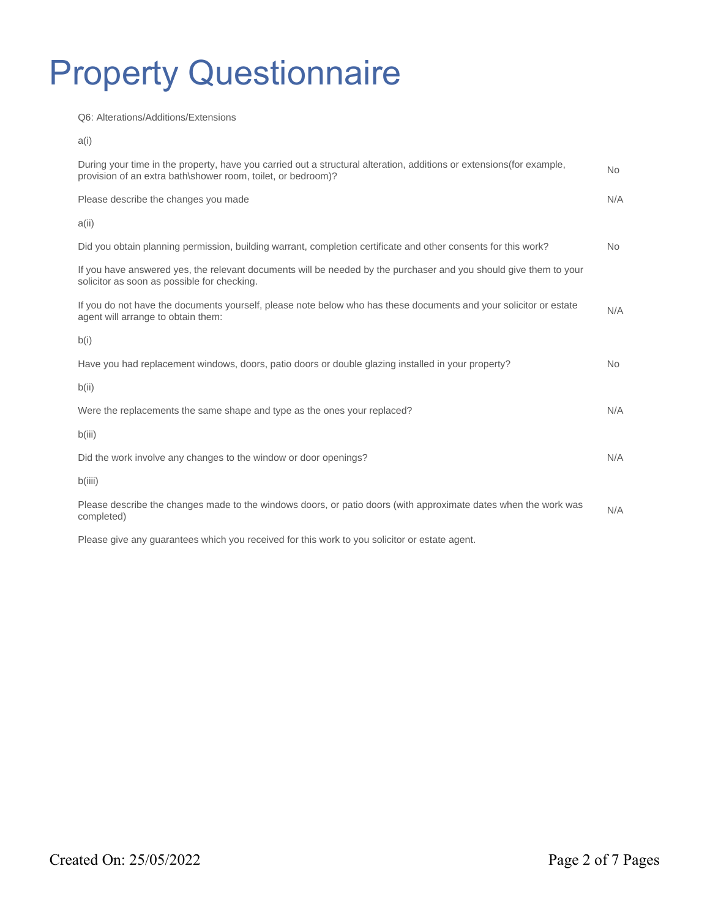# Property Questionnaire

Q6: Alterations/Additions/Extensions

a(i)

| | |
|---|---|
| During your time in the property, have you carried out a structural alteration, additions or extensions(for example, provision of an extra bath\shower room, toilet, or bedroom)? | No |
| Please describe the changes you made | N/A |

a(ii)

| | |
|---|---|
| Did you obtain planning permission, building warrant, completion certificate and other consents for this work? | No |

If you have answered yes, the relevant documents will be needed by the purchaser and you should give them to your solicitor as soon as possible for checking.

| | |
|---|---|
| If you do not have the documents yourself, please note below who has these documents and your solicitor or estate agent will arrange to obtain them: | N/A |

b(i)

| | |
|---|---|
| Have you had replacement windows, doors, patio doors or double glazing installed in your property? | No |

b(ii)

| | |
|---|---|
| Were the replacements the same shape and type as the ones your replaced? | N/A |

b(iii)

| | |
|---|---|
| Did the work involve any changes to the window or door openings? | N/A |

b(iiii)

| | |
|---|---|
| Please describe the changes made to the windows doors, or patio doors (with approximate dates when the work was completed) | N/A |

Please give any guarantees which you received for this work to you solicitor or estate agent.

Created On: 25/05/2022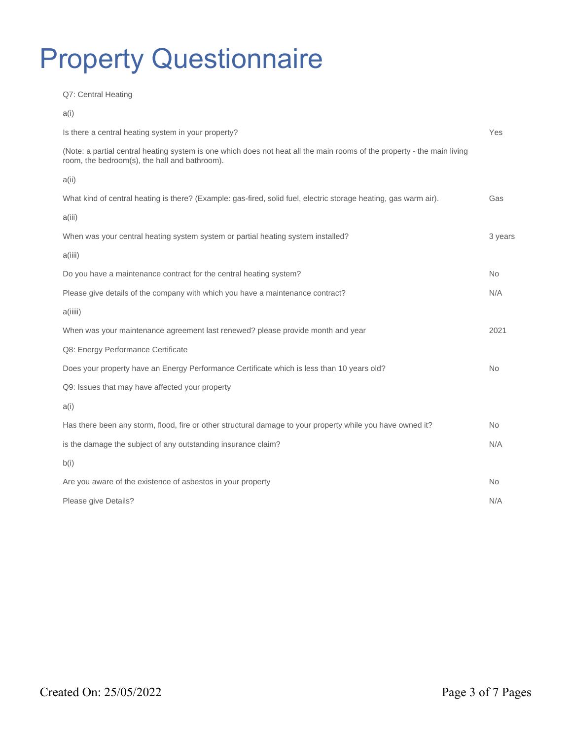# Property Questionnaire

Q7: Central Heating

a(i)

| | |
|---|---|
| Is there a central heating system in your property? | Yes |

(Note: a partial central heating system is one which does not heat all the main rooms of the property - the main living room, the bedroom(s), the hall and bathroom).

a(ii)

| | |
|---|---|
| What kind of central heating is there? (Example: gas-fired, solid fuel, electric storage heating, gas warm air). | Gas |

a(iii)

| | |
|---|---|
| When was your central heating system system or partial heating system installed? | 3 years |

a(iiii)

| | |
|---|---|
| Do you have a maintenance contract for the central heating system? | No |
| Please give details of the company with which you have a maintenance contract? | N/A |

a(iiiii)

| | |
|---|---|
| When was your maintenance agreement last renewed? please provide month and year | 2021 |

Q8: Energy Performance Certificate

| | |
|---|---|
| Does your property have an Energy Performance Certificate which is less than 10 years old? | No |

Q9: Issues that may have affected your property

a(i)

| | |
|---|---|
| Has there been any storm, flood, fire or other structural damage to your property while you have owned it? | No |
| is the damage the subject of any outstanding insurance claim? | N/A |

b(i)

| | |
|---|---|
| Are you aware of the existence of asbestos in your property | No |
| Please give Details? | N/A |

Created On: 25/05/2022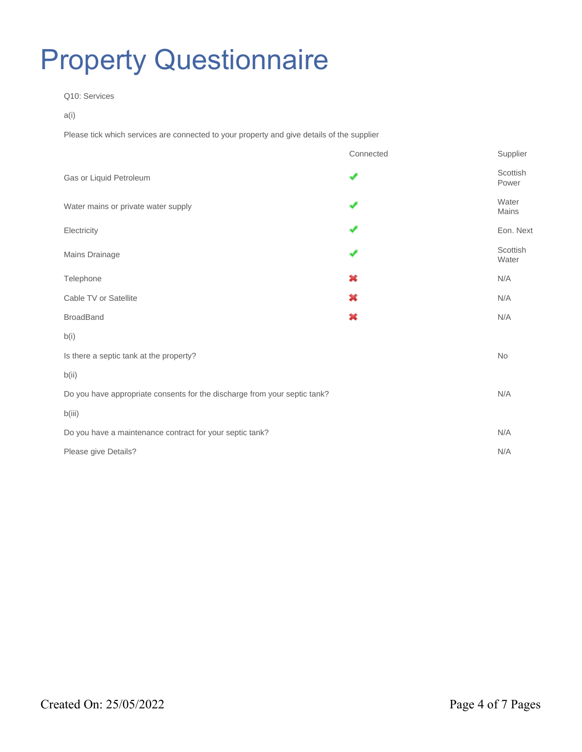# Property Questionnaire

Q10: Services

a(i)

Please tick which services are connected to your property and give details of the supplier

| | Connected | Supplier |
|---|---|---|
| Gas or Liquid Petroleum | ✔ | Scottish Power |
| Water mains or private water supply | ✔ | Water Mains |
| Electricity | ✔ | Eon. Next |
| Mains Drainage | ✔ | Scottish Water |
| Telephone | ✖ | N/A |
| Cable TV or Satellite | ✖ | N/A |
| BroadBand | ✖ | N/A |

b(i)

Is there a septic tank at the property? No

b(ii)

Do you have appropriate consents for the discharge from your septic tank? N/A

b(iii)

Do you have a maintenance contract for your septic tank? N/A

Please give Details? N/A

Created On: 25/05/2022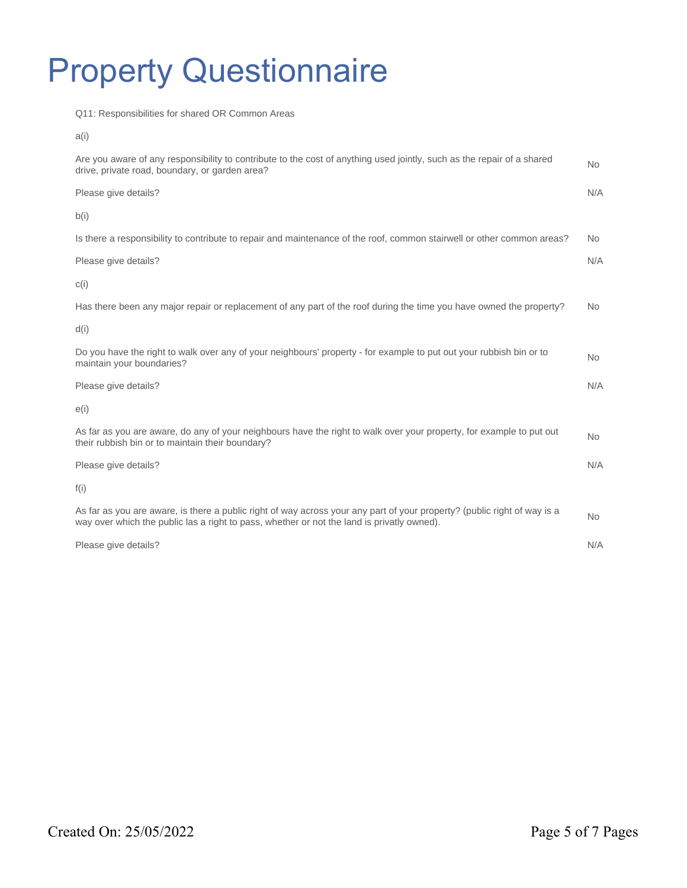# Property Questionnaire

Q11: Responsibilities for shared OR Common Areas

a(i)

| | |
|---|---|
| Are you aware of any responsibility to contribute to the cost of anything used jointly, such as the repair of a shared drive, private road, boundary, or garden area? | No |
| Please give details? | N/A |

b(i)

| | |
|---|---|
| Is there a responsibility to contribute to repair and maintenance of the roof, common stairwell or other common areas? | No |
| Please give details? | N/A |

c(i)

| | |
|---|---|
| Has there been any major repair or replacement of any part of the roof during the time you have owned the property? | No |

d(i)

| | |
|---|---|
| Do you have the right to walk over any of your neighbours' property - for example to put out your rubbish bin or to maintain your boundaries? | No |
| Please give details? | N/A |

e(i)

| | |
|---|---|
| As far as you are aware, do any of your neighbours have the right to walk over your property, for example to put out their rubbish bin or to maintain their boundary? | No |
| Please give details? | N/A |

f(i)

| | |
|---|---|
| As far as you are aware, is there a public right of way across your any part of your property? (public right of way is a way over which the public las a right to pass, whether or not the land is privatly owned). | No |
| Please give details? | N/A |

Created On: 25/05/2022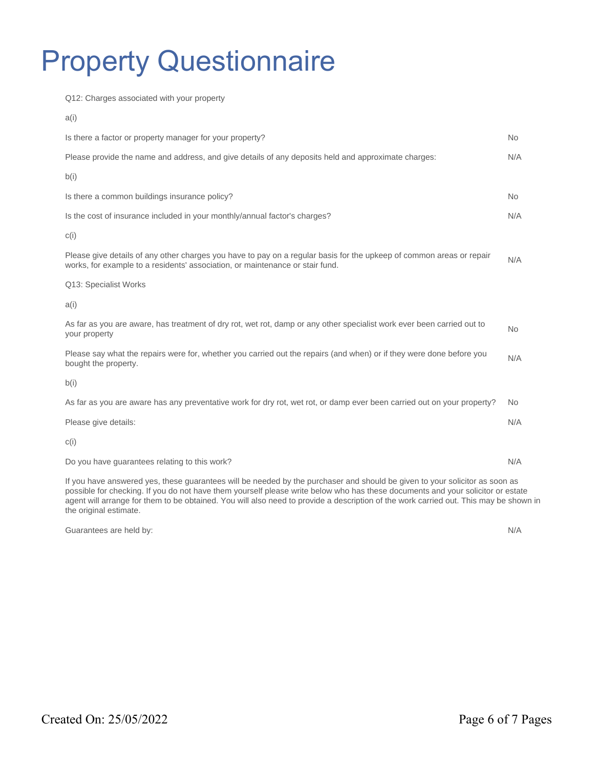# Property Questionnaire

Q12: Charges associated with your property

a(i)

| | |
|---|---|
| Is there a factor or property manager for your property? | No |
| Please provide the name and address, and give details of any deposits held and approximate charges: | N/A |

b(i)

| | |
|---|---|
| Is there a common buildings insurance policy? | No |
| Is the cost of insurance included in your monthly/annual factor's charges? | N/A |

c(i)

| | |
|---|---|
| Please give details of any other charges you have to pay on a regular basis for the upkeep of common areas or repair works, for example to a residents' association, or maintenance or stair fund. | N/A |

Q13: Specialist Works

a(i)

| | |
|---|---|
| As far as you are aware, has treatment of dry rot, wet rot, damp or any other specialist work ever been carried out to your property | No |
| Please say what the repairs were for, whether you carried out the repairs (and when) or if they were done before you bought the property. | N/A |

b(i)

| | |
|---|---|
| As far as you are aware has any preventative work for dry rot, wet rot, or damp ever been carried out on your property? | No |
| Please give details: | N/A |

c(i)

| | |
|---|---|
| Do you have guarantees relating to this work? | N/A |

If you have answered yes, these guarantees will be needed by the purchaser and should be given to your solicitor as soon as possible for checking. If you do not have them yourself please write below who has these documents and your solicitor or estate agent will arrange for them to be obtained. You will also need to provide a description of the work carried out. This may be shown in the original estimate.

| | |
|---|---|
| Guarantees are held by: | N/A |

Created On: 25/05/2022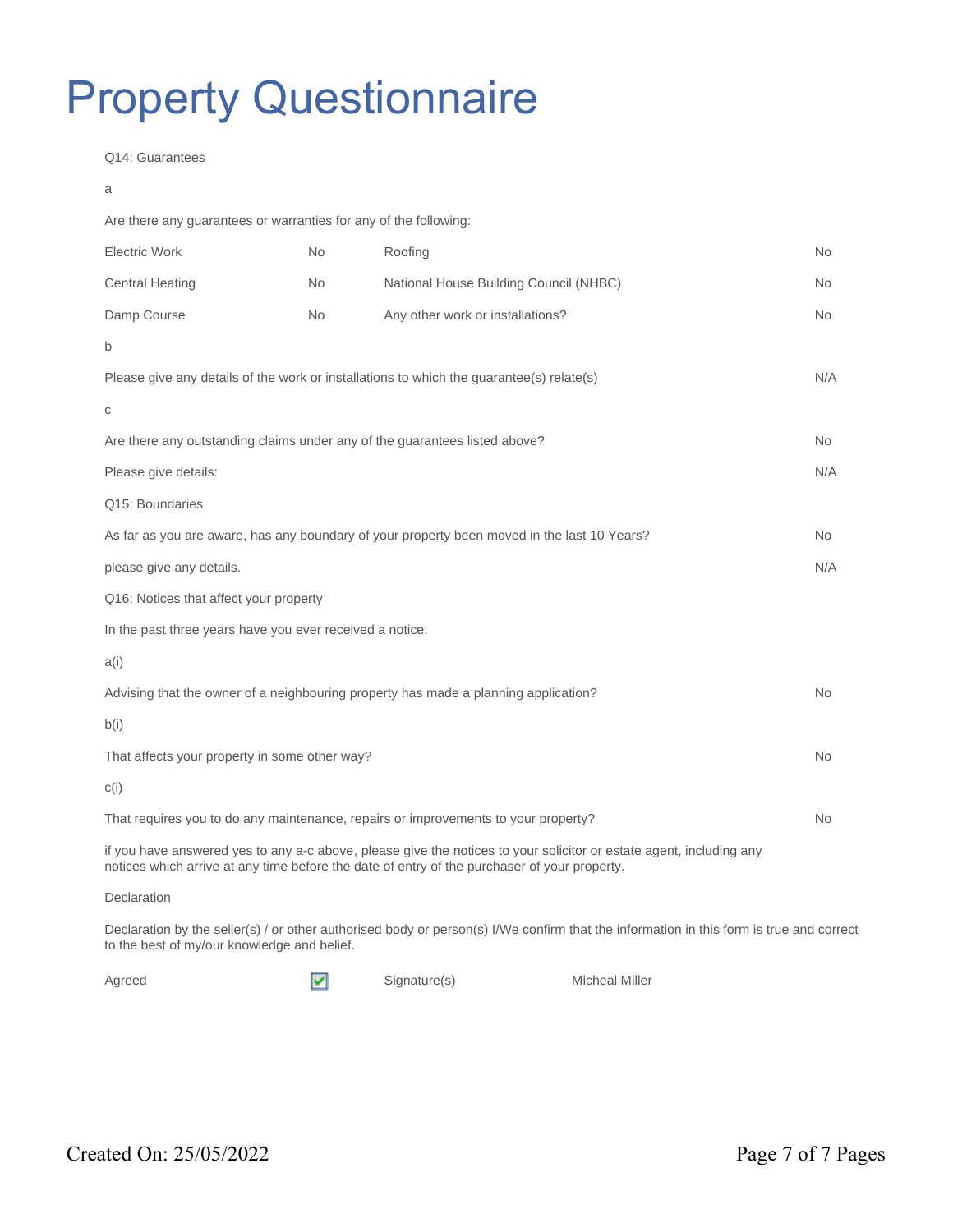# Property Questionnaire

Q14: Guarantees

a

Are there any guarantees or warranties for any of the following:

| | | | |
|---|---|---|---|
| Electric Work | No | Roofing | No |
| Central Heating | No | National House Building Council (NHBC) | No |
| Damp Course | No | Any other work or installations? | No |

b

Please give any details of the work or installations to which the guarantee(s) relate(s) N/A

c

Are there any outstanding claims under any of the guarantees listed above? No

Please give details: N/A

Q15: Boundaries

As far as you are aware, has any boundary of your property been moved in the last 10 Years? No

please give any details. N/A

Q16: Notices that affect your property

In the past three years have you ever received a notice:

a(i)

Advising that the owner of a neighbouring property has made a planning application? No

b(i)

That affects your property in some other way? No

c(i)

That requires you to do any maintenance, repairs or improvements to your property? No

if you have answered yes to any a-c above, please give the notices to your solicitor or estate agent, including any notices which arrive at any time before the date of entry of the purchaser of your property.

Declaration

Declaration by the seller(s) / or other authorised body or person(s) I/We confirm that the information in this form is true and correct to the best of my/our knowledge and belief.

| | | | |
|---|---|---|---|
| Agreed | ☑ | Signature(s) | Micheal Miller |

Created On: 25/05/2022